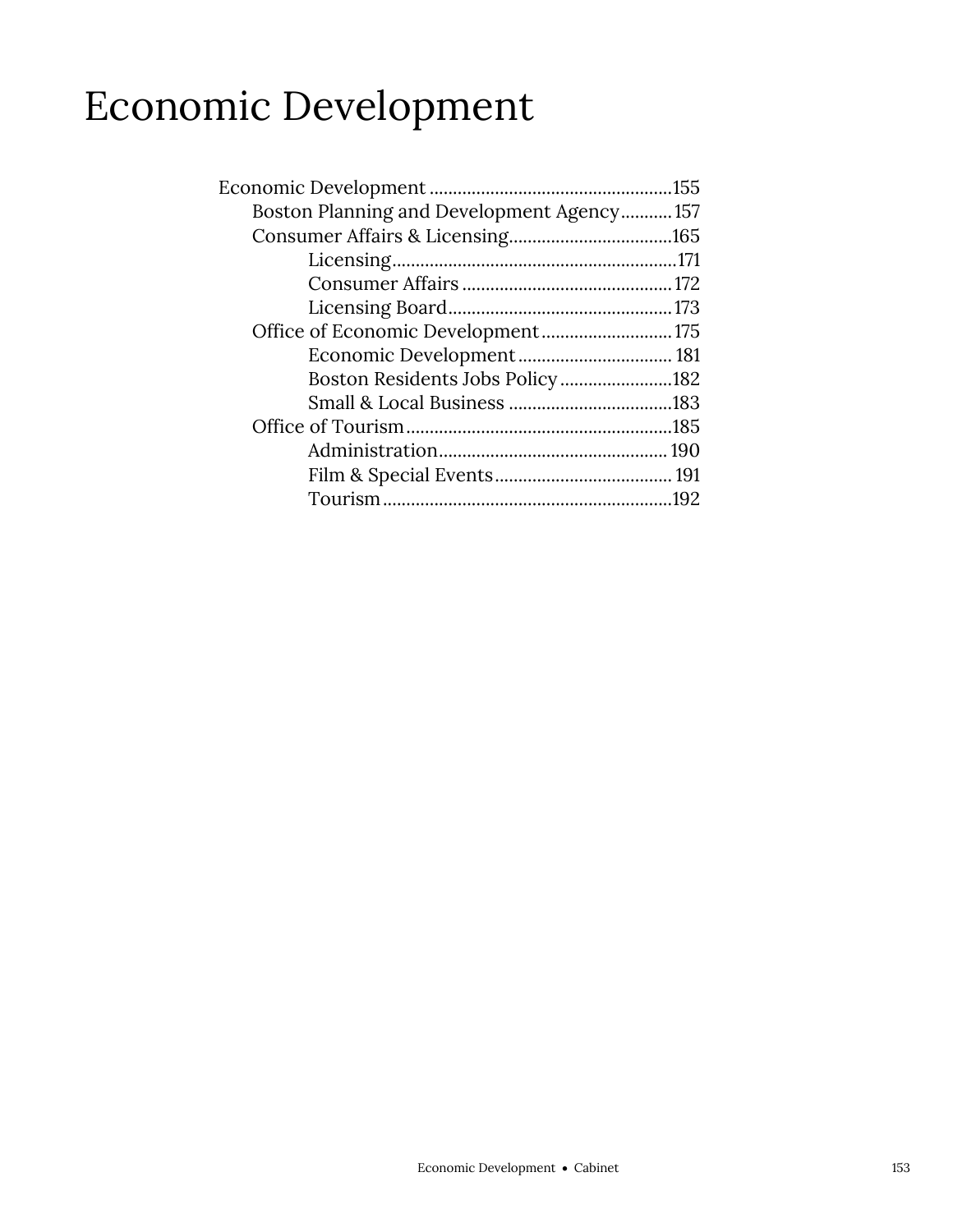# Economic Development

- Economic Development ....................................................155
  - Boston Planning and Development Agency...........157
  - Consumer Affairs & Licensing...................................165
    - Licensing.............................................................171
    - Consumer Affairs .............................................172
    - Licensing Board................................................173
  - Office of Economic Development............................175
    - Economic Development................................. 181
    - Boston Residents Jobs Policy........................182
    - Small & Local Business ...................................183
  - Office of Tourism.........................................................185
    - Administration................................................. 190
    - Film & Special Events...................................... 191
    - Tourism..............................................................192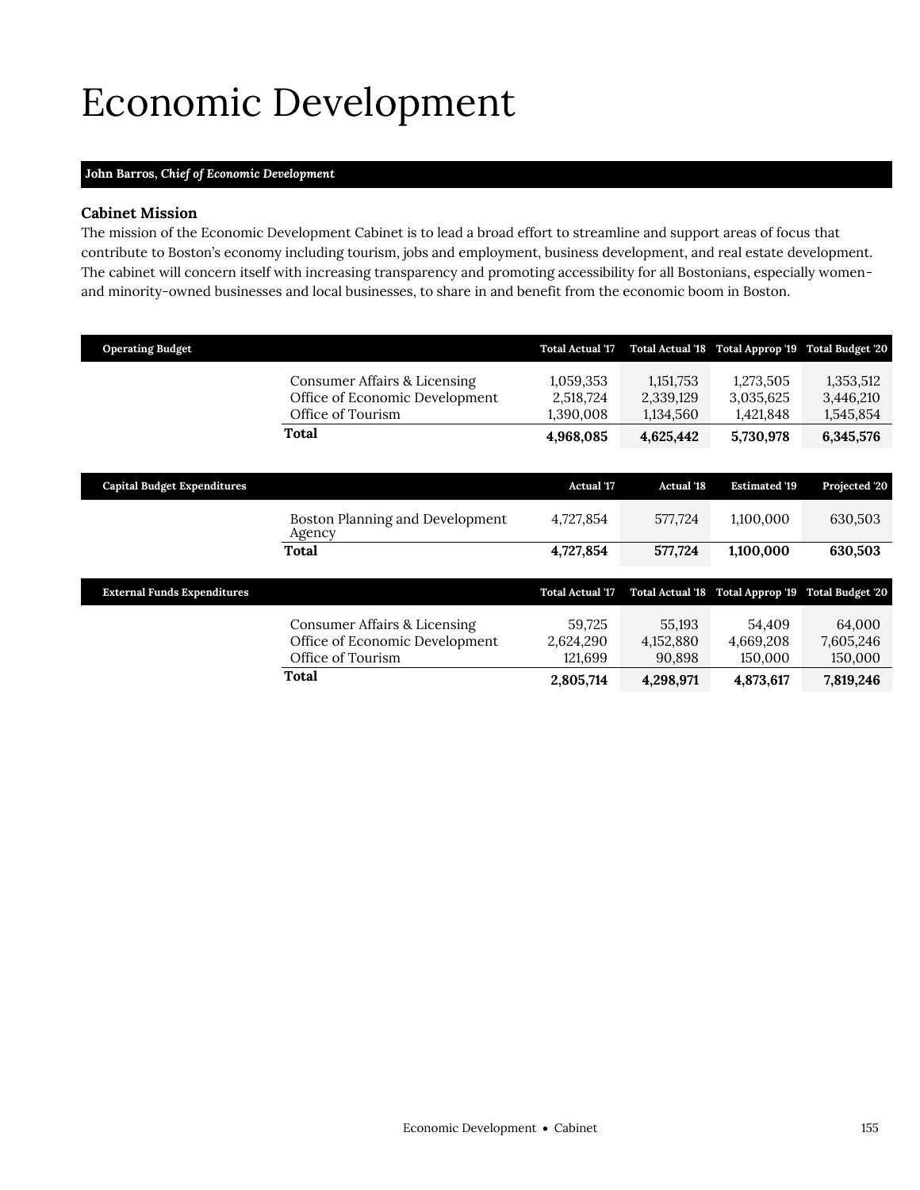# Economic Development

**John Barros,** ***Chief of Economic Development***

### Cabinet Mission

The mission of the Economic Development Cabinet is to lead a broad effort to streamline and support areas of focus that contribute to Boston's economy including tourism, jobs and employment, business development, and real estate development. The cabinet will concern itself with increasing transparency and promoting accessibility for all Bostonians, especially women- and minority-owned businesses and local businesses, to share in and benefit from the economic boom in Boston.

| Operating Budget | Total Actual '17 | Total Actual '18 | Total Approp '19 | Total Budget '20 |
|---|---|---|---|---|
| Consumer Affairs & Licensing | 1,059,353 | 1,151,753 | 1,273,505 | 1,353,512 |
| Office of Economic Development | 2,518,724 | 2,339,129 | 3,035,625 | 3,446,210 |
| Office of Tourism | 1,390,008 | 1,134,560 | 1,421,848 | 1,545,854 |
| **Total** | **4,968,085** | **4,625,442** | **5,730,978** | **6,345,576** |

| Capital Budget Expenditures | Actual '17 | Actual '18 | Estimated '19 | Projected '20 |
|---|---|---|---|---|
| Boston Planning and Development Agency | 4,727,854 | 577,724 | 1,100,000 | 630,503 |
| **Total** | **4,727,854** | **577,724** | **1,100,000** | **630,503** |

| External Funds Expenditures | Total Actual '17 | Total Actual '18 | Total Approp '19 | Total Budget '20 |
|---|---|---|---|---|
| Consumer Affairs & Licensing | 59,725 | 55,193 | 54,409 | 64,000 |
| Office of Economic Development | 2,624,290 | 4,152,880 | 4,669,208 | 7,605,246 |
| Office of Tourism | 121,699 | 90,898 | 150,000 | 150,000 |
| **Total** | **2,805,714** | **4,298,971** | **4,873,617** | **7,819,246** |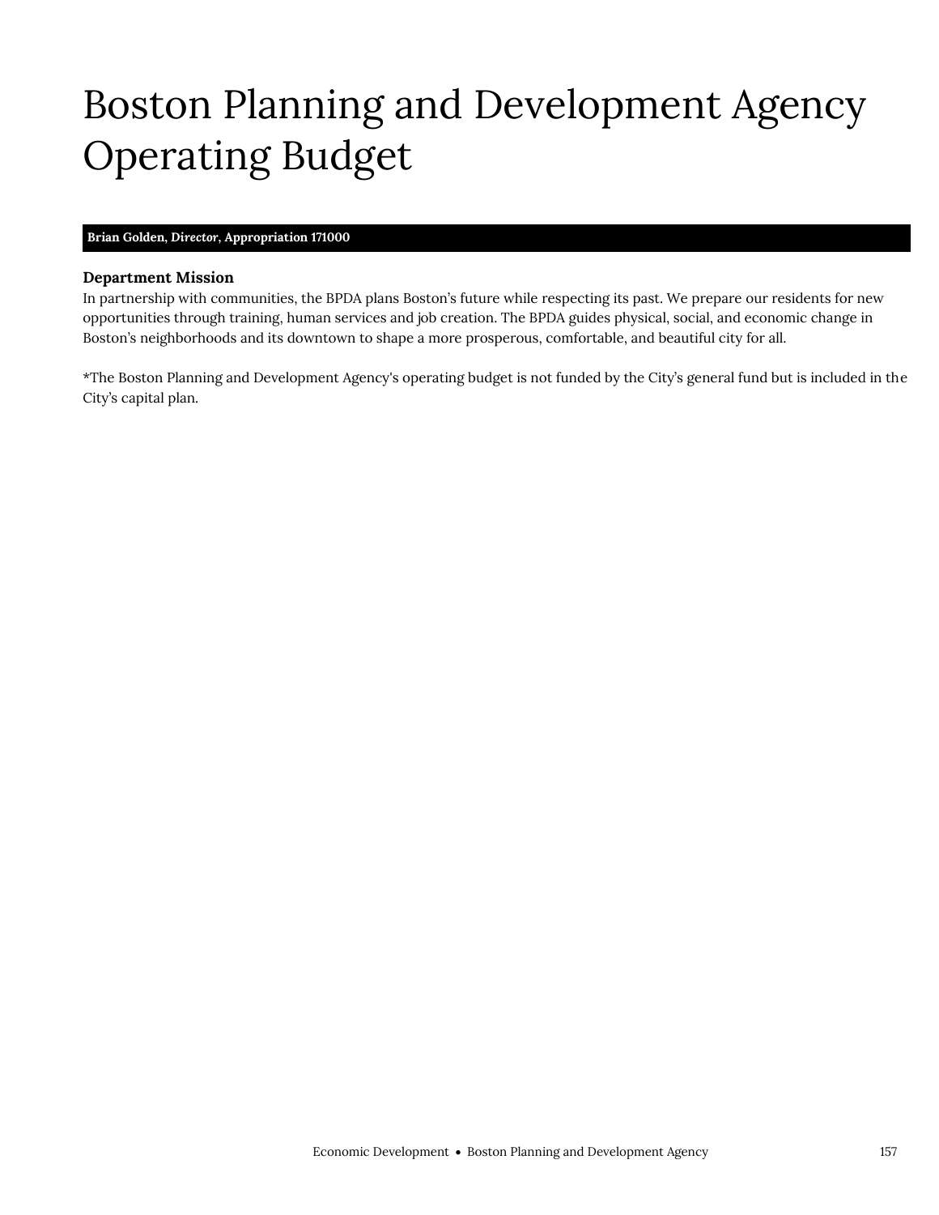# Boston Planning and Development Agency Operating Budget

**Brian Golden, *Director*, Appropriation 171000**

### Department Mission

In partnership with communities, the BPDA plans Boston's future while respecting its past. We prepare our residents for new opportunities through training, human services and job creation. The BPDA guides physical, social, and economic change in Boston's neighborhoods and its downtown to shape a more prosperous, comfortable, and beautiful city for all.

*The Boston Planning and Development Agency's operating budget is not funded by the City's general fund but is included in the City's capital plan.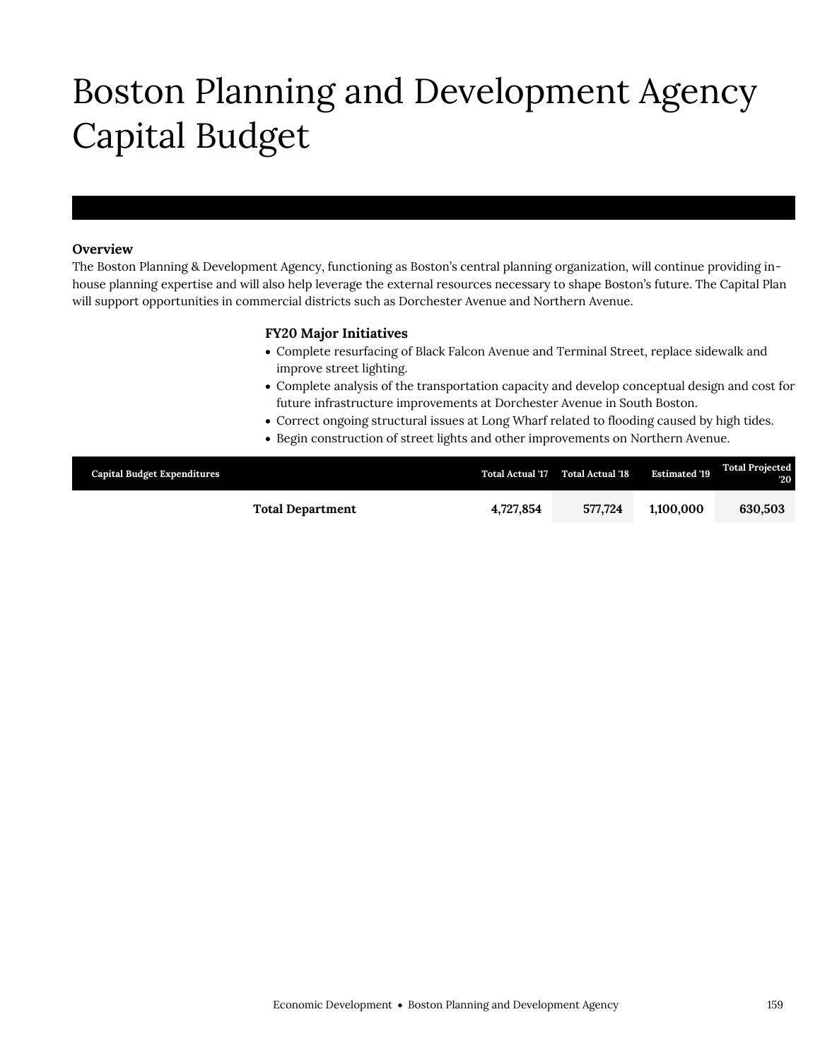# Boston Planning and Development Agency Capital Budget

**Overview**

The Boston Planning & Development Agency, functioning as Boston's central planning organization, will continue providing in-house planning expertise and will also help leverage the external resources necessary to shape Boston's future. The Capital Plan will support opportunities in commercial districts such as Dorchester Avenue and Northern Avenue.

**FY20 Major Initiatives**

- Complete resurfacing of Black Falcon Avenue and Terminal Street, replace sidewalk and improve street lighting.
- Complete analysis of the transportation capacity and develop conceptual design and cost for future infrastructure improvements at Dorchester Avenue in South Boston.
- Correct ongoing structural issues at Long Wharf related to flooding caused by high tides.
- Begin construction of street lights and other improvements on Northern Avenue.

| Capital Budget Expenditures | | Total Actual '17 | Total Actual '18 | Estimated '19 | Total Projected '20 |
|---|---|---|---|---|---|
| | **Total Department** | **4,727,854** | **577,724** | **1,100,000** | **630,503** |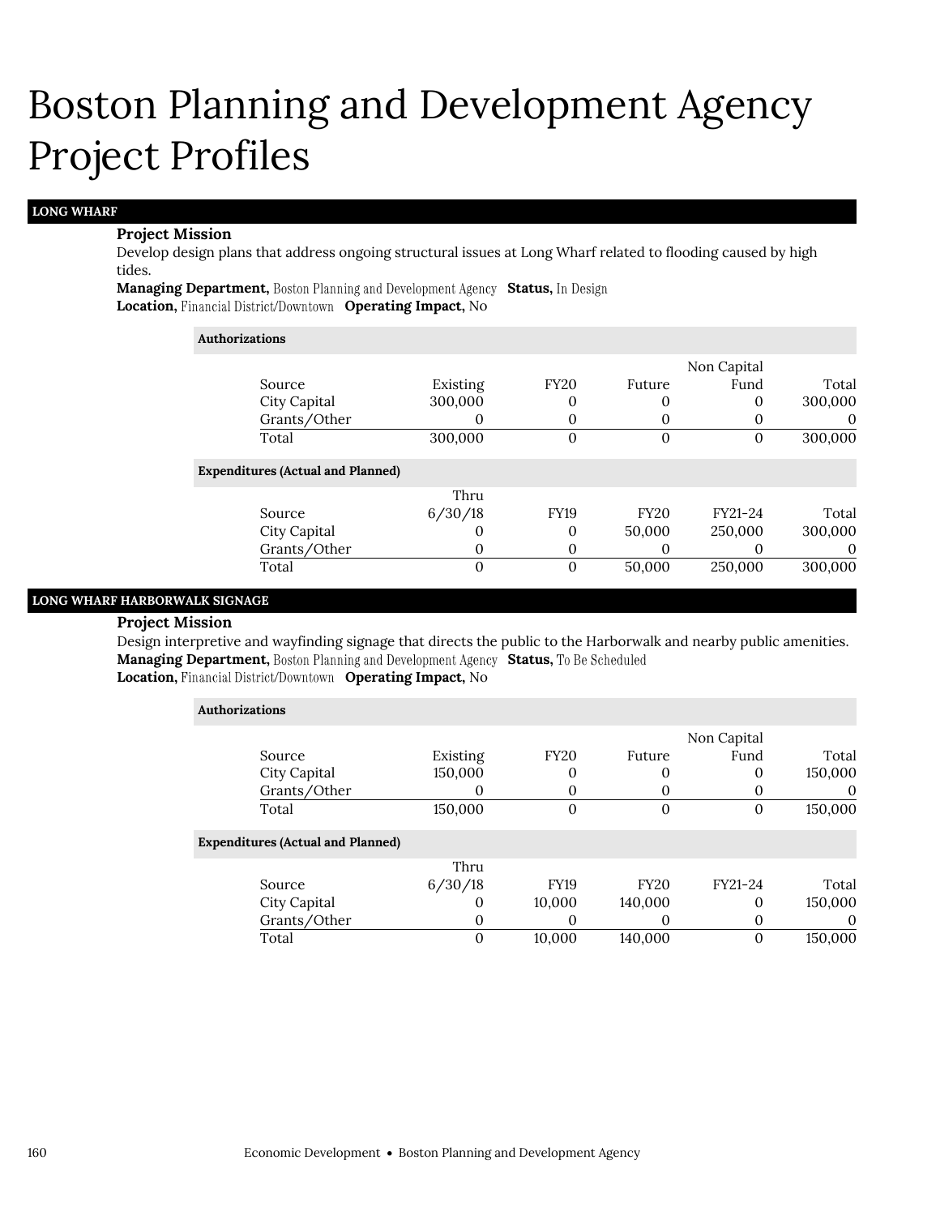# Boston Planning and Development Agency Project Profiles

## LONG WHARF

**Project Mission**

Develop design plans that address ongoing structural issues at Long Wharf related to flooding caused by high tides.

**Managing Department,** Boston Planning and Development Agency **Status,** In Design
**Location,** Financial District/Downtown **Operating Impact,** No

**Authorizations**

| Source | Existing | FY20 | Future | Non Capital Fund | Total |
|---|---|---|---|---|---|
| City Capital | 300,000 | 0 | 0 | 0 | 300,000 |
| Grants/Other | 0 | 0 | 0 | 0 | 0 |
| Total | 300,000 | 0 | 0 | 0 | 300,000 |

**Expenditures (Actual and Planned)**

| Source | Thru 6/30/18 | FY19 | FY20 | FY21-24 | Total |
|---|---|---|---|---|---|
| City Capital | 0 | 0 | 50,000 | 250,000 | 300,000 |
| Grants/Other | 0 | 0 | 0 | 0 | 0 |
| Total | 0 | 0 | 50,000 | 250,000 | 300,000 |

## LONG WHARF HARBORWALK SIGNAGE

**Project Mission**

Design interpretive and wayfinding signage that directs the public to the Harborwalk and nearby public amenities.

**Managing Department,** Boston Planning and Development Agency **Status,** To Be Scheduled
**Location,** Financial District/Downtown **Operating Impact,** No

**Authorizations**

| Source | Existing | FY20 | Future | Non Capital Fund | Total |
|---|---|---|---|---|---|
| City Capital | 150,000 | 0 | 0 | 0 | 150,000 |
| Grants/Other | 0 | 0 | 0 | 0 | 0 |
| Total | 150,000 | 0 | 0 | 0 | 150,000 |

**Expenditures (Actual and Planned)**

| Source | Thru 6/30/18 | FY19 | FY20 | FY21-24 | Total |
|---|---|---|---|---|---|
| City Capital | 0 | 10,000 | 140,000 | 0 | 150,000 |
| Grants/Other | 0 | 0 | 0 | 0 | 0 |
| Total | 0 | 10,000 | 140,000 | 0 | 150,000 |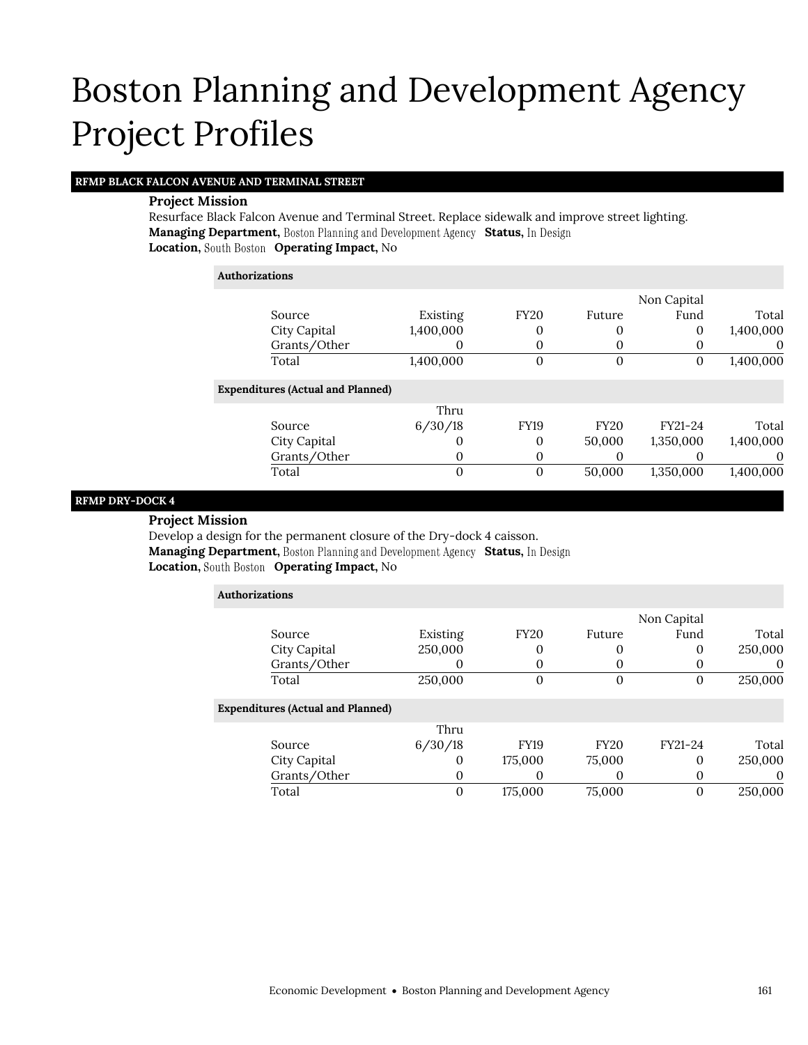# Boston Planning and Development Agency Project Profiles

## RFMP BLACK FALCON AVENUE AND TERMINAL STREET

**Project Mission**

Resurface Black Falcon Avenue and Terminal Street. Replace sidewalk and improve street lighting.

**Managing Department,** Boston Planning and Development Agency **Status,** In Design

**Location,** South Boston **Operating Impact,** No

**Authorizations**

| Source | Existing | FY20 | Future | Non Capital Fund | Total |
|---|---|---|---|---|---|
| City Capital | 1,400,000 | 0 | 0 | 0 | 1,400,000 |
| Grants/Other | 0 | 0 | 0 | 0 | 0 |
| Total | 1,400,000 | 0 | 0 | 0 | 1,400,000 |

**Expenditures (Actual and Planned)**

| Source | Thru 6/30/18 | FY19 | FY20 | FY21-24 | Total |
|---|---|---|---|---|---|
| City Capital | 0 | 0 | 50,000 | 1,350,000 | 1,400,000 |
| Grants/Other | 0 | 0 | 0 | 0 | 0 |
| Total | 0 | 0 | 50,000 | 1,350,000 | 1,400,000 |

## RFMP DRY-DOCK 4

**Project Mission**

Develop a design for the permanent closure of the Dry-dock 4 caisson.

**Managing Department,** Boston Planning and Development Agency **Status,** In Design

**Location,** South Boston **Operating Impact,** No

**Authorizations**

| Source | Existing | FY20 | Future | Non Capital Fund | Total |
|---|---|---|---|---|---|
| City Capital | 250,000 | 0 | 0 | 0 | 250,000 |
| Grants/Other | 0 | 0 | 0 | 0 | 0 |
| Total | 250,000 | 0 | 0 | 0 | 250,000 |

**Expenditures (Actual and Planned)**

| Source | Thru 6/30/18 | FY19 | FY20 | FY21-24 | Total |
|---|---|---|---|---|---|
| City Capital | 0 | 175,000 | 75,000 | 0 | 250,000 |
| Grants/Other | 0 | 0 | 0 | 0 | 0 |
| Total | 0 | 175,000 | 75,000 | 0 | 250,000 |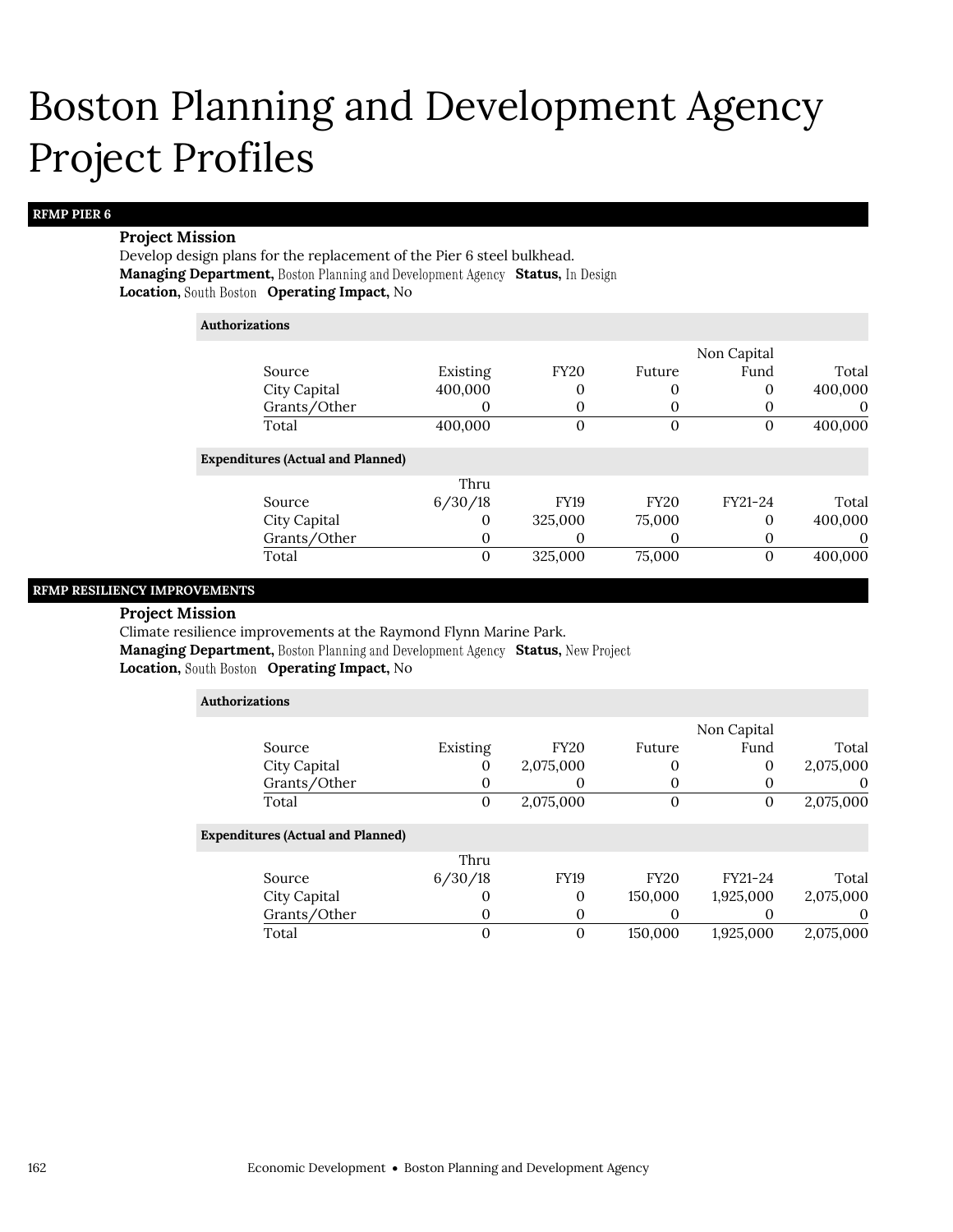# Boston Planning and Development Agency Project Profiles

## RFMP PIER 6

**Project Mission**

Develop design plans for the replacement of the Pier 6 steel bulkhead.

**Managing Department,** Boston Planning and Development Agency **Status,** In Design

**Location,** South Boston **Operating Impact,** No

**Authorizations**

| Source | Existing | FY20 | Future | Non Capital Fund | Total |
|---|---|---|---|---|---|
| City Capital | 400,000 | 0 | 0 | 0 | 400,000 |
| Grants/Other | 0 | 0 | 0 | 0 | 0 |
| Total | 400,000 | 0 | 0 | 0 | 400,000 |

**Expenditures (Actual and Planned)**

| Source | Thru 6/30/18 | FY19 | FY20 | FY21-24 | Total |
|---|---|---|---|---|---|
| City Capital | 0 | 325,000 | 75,000 | 0 | 400,000 |
| Grants/Other | 0 | 0 | 0 | 0 | 0 |
| Total | 0 | 325,000 | 75,000 | 0 | 400,000 |

## RFMP RESILIENCY IMPROVEMENTS

**Project Mission**

Climate resilience improvements at the Raymond Flynn Marine Park.

**Managing Department,** Boston Planning and Development Agency **Status,** New Project

**Location,** South Boston **Operating Impact,** No

**Authorizations**

| Source | Existing | FY20 | Future | Non Capital Fund | Total |
|---|---|---|---|---|---|
| City Capital | 0 | 2,075,000 | 0 | 0 | 2,075,000 |
| Grants/Other | 0 | 0 | 0 | 0 | 0 |
| Total | 0 | 2,075,000 | 0 | 0 | 2,075,000 |

**Expenditures (Actual and Planned)**

| Source | Thru 6/30/18 | FY19 | FY20 | FY21-24 | Total |
|---|---|---|---|---|---|
| City Capital | 0 | 0 | 150,000 | 1,925,000 | 2,075,000 |
| Grants/Other | 0 | 0 | 0 | 0 | 0 |
| Total | 0 | 0 | 150,000 | 1,925,000 | 2,075,000 |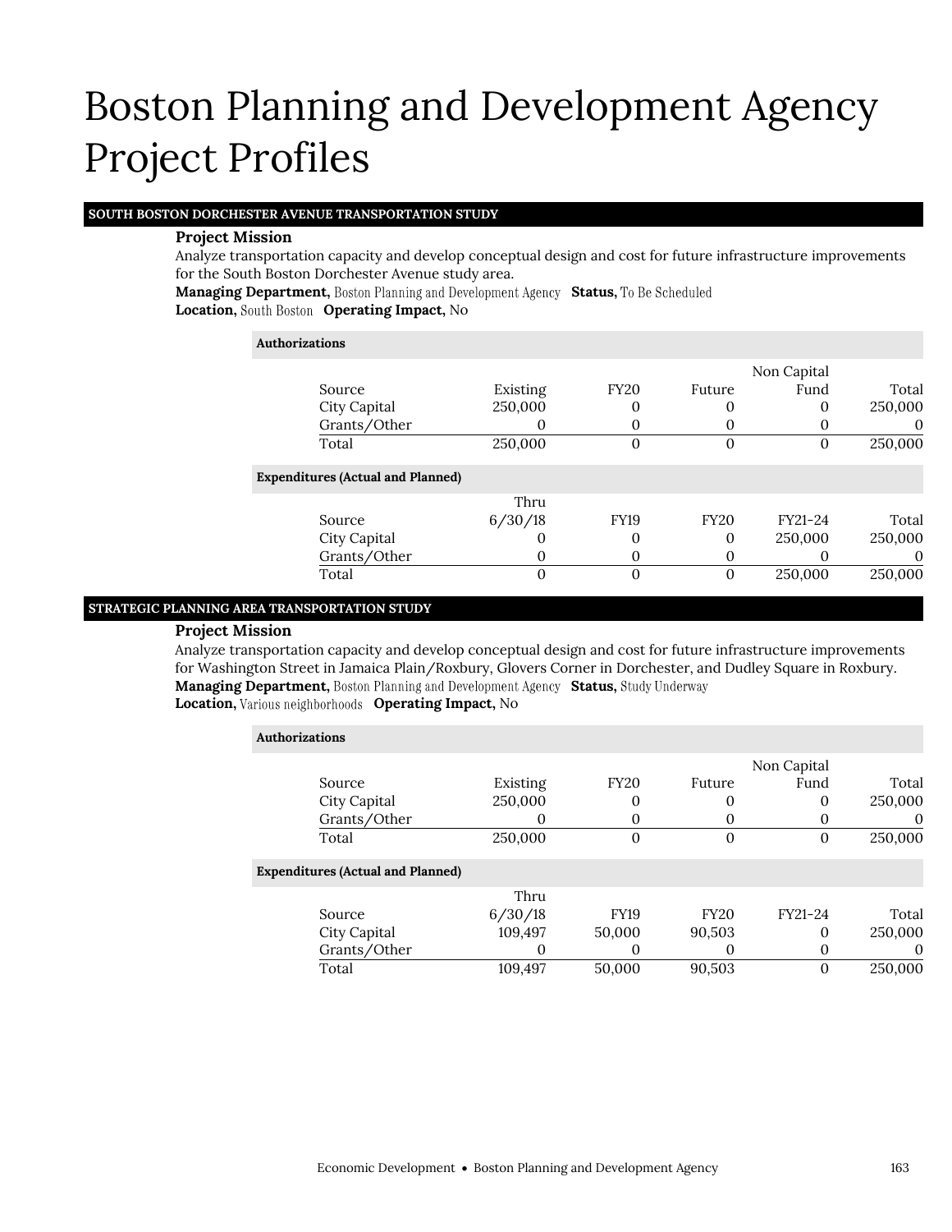# Boston Planning and Development Agency Project Profiles

### SOUTH BOSTON DORCHESTER AVENUE TRANSPORTATION STUDY

**Project Mission**

Analyze transportation capacity and develop conceptual design and cost for future infrastructure improvements for the South Boston Dorchester Avenue study area.

**Managing Department,** Boston Planning and Development Agency **Status,** To Be Scheduled

**Location,** South Boston **Operating Impact,** No

**Authorizations**

| Source | Existing | FY20 | Future | Non Capital Fund | Total |
|---|---|---|---|---|---|
| City Capital | 250,000 | 0 | 0 | 0 | 250,000 |
| Grants/Other | 0 | 0 | 0 | 0 | 0 |
| Total | 250,000 | 0 | 0 | 0 | 250,000 |

**Expenditures (Actual and Planned)**

| Source | Thru 6/30/18 | FY19 | FY20 | FY21-24 | Total |
|---|---|---|---|---|---|
| City Capital | 0 | 0 | 0 | 250,000 | 250,000 |
| Grants/Other | 0 | 0 | 0 | 0 | 0 |
| Total | 0 | 0 | 0 | 250,000 | 250,000 |

### STRATEGIC PLANNING AREA TRANSPORTATION STUDY

**Project Mission**

Analyze transportation capacity and develop conceptual design and cost for future infrastructure improvements for Washington Street in Jamaica Plain/Roxbury, Glovers Corner in Dorchester, and Dudley Square in Roxbury.

**Managing Department,** Boston Planning and Development Agency **Status,** Study Underway

**Location,** Various neighborhoods **Operating Impact,** No

**Authorizations**

| Source | Existing | FY20 | Future | Non Capital Fund | Total |
|---|---|---|---|---|---|
| City Capital | 250,000 | 0 | 0 | 0 | 250,000 |
| Grants/Other | 0 | 0 | 0 | 0 | 0 |
| Total | 250,000 | 0 | 0 | 0 | 250,000 |

**Expenditures (Actual and Planned)**

| Source | Thru 6/30/18 | FY19 | FY20 | FY21-24 | Total |
|---|---|---|---|---|---|
| City Capital | 109,497 | 50,000 | 90,503 | 0 | 250,000 |
| Grants/Other | 0 | 0 | 0 | 0 | 0 |
| Total | 109,497 | 50,000 | 90,503 | 0 | 250,000 |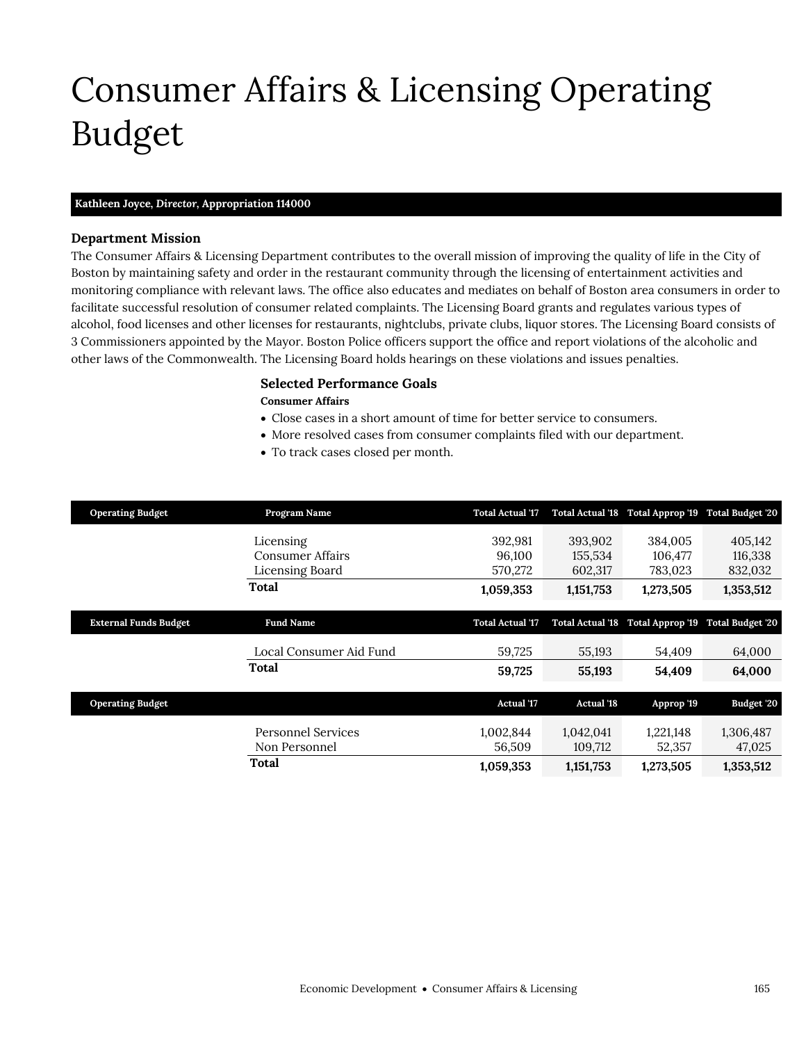# Consumer Affairs & Licensing Operating Budget

**Kathleen Joyce, *Director*, Appropriation 114000**

### Department Mission

The Consumer Affairs & Licensing Department contributes to the overall mission of improving the quality of life in the City of Boston by maintaining safety and order in the restaurant community through the licensing of entertainment activities and monitoring compliance with relevant laws. The office also educates and mediates on behalf of Boston area consumers in order to facilitate successful resolution of consumer related complaints. The Licensing Board grants and regulates various types of alcohol, food licenses and other licenses for restaurants, nightclubs, private clubs, liquor stores. The Licensing Board consists of 3 Commissioners appointed by the Mayor. Boston Police officers support the office and report violations of the alcoholic and other laws of the Commonwealth. The Licensing Board holds hearings on these violations and issues penalties.

### Selected Performance Goals

**Consumer Affairs**

- Close cases in a short amount of time for better service to consumers.
- More resolved cases from consumer complaints filed with our department.
- To track cases closed per month.

| Operating Budget | Program Name | Total Actual '17 | Total Actual '18 | Total Approp '19 | Total Budget '20 |
|---|---|---|---|---|---|
| | Licensing | 392,981 | 393,902 | 384,005 | 405,142 |
| | Consumer Affairs | 96,100 | 155,534 | 106,477 | 116,338 |
| | Licensing Board | 570,272 | 602,317 | 783,023 | 832,032 |
| | **Total** | **1,059,353** | **1,151,753** | **1,273,505** | **1,353,512** |

| External Funds Budget | Fund Name | Total Actual '17 | Total Actual '18 | Total Approp '19 | Total Budget '20 |
|---|---|---|---|---|---|
| | Local Consumer Aid Fund | 59,725 | 55,193 | 54,409 | 64,000 |
| | **Total** | **59,725** | **55,193** | **54,409** | **64,000** |

| Operating Budget | | Actual '17 | Actual '18 | Approp '19 | Budget '20 |
|---|---|---|---|---|---|
| | Personnel Services | 1,002,844 | 1,042,041 | 1,221,148 | 1,306,487 |
| | Non Personnel | 56,509 | 109,712 | 52,357 | 47,025 |
| | **Total** | **1,059,353** | **1,151,753** | **1,273,505** | **1,353,512** |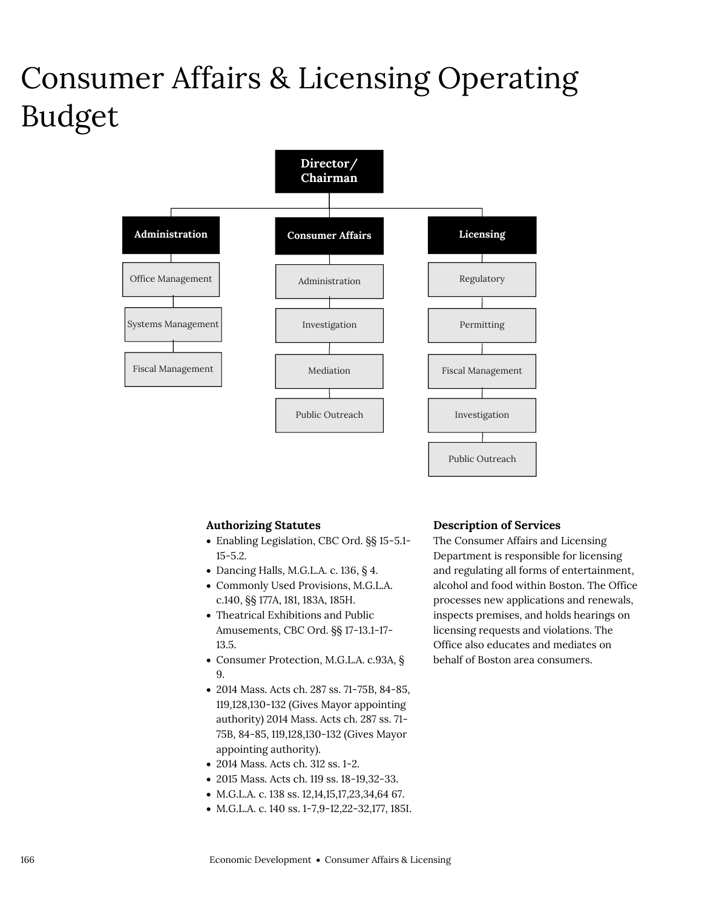# Consumer Affairs & Licensing Operating Budget

- **Director/Chairman**
  - **Administration**
    - Office Management
    - Systems Management
    - Fiscal Management
  - **Consumer Affairs**
    - Administration
    - Investigation
    - Mediation
    - Public Outreach
  - **Licensing**
    - Regulatory
    - Permitting
    - Fiscal Management
    - Investigation
    - Public Outreach

### Authorizing Statutes

- Enabling Legislation, CBC Ord. §§ 15-5.1-15-5.2.
- Dancing Halls, M.G.L.A. c. 136, § 4.
- Commonly Used Provisions, M.G.L.A. c.140, §§ 177A, 181, 183A, 185H.
- Theatrical Exhibitions and Public Amusements, CBC Ord. §§ 17-13.1-17-13.5.
- Consumer Protection, M.G.L.A. c.93A, § 9.
- 2014 Mass. Acts ch. 287 ss. 71-75B, 84-85, 119,128,130-132 (Gives Mayor appointing authority) 2014 Mass. Acts ch. 287 ss. 71-75B, 84-85, 119,128,130-132 (Gives Mayor appointing authority).
- 2014 Mass. Acts ch. 312 ss. 1-2.
- 2015 Mass. Acts ch. 119 ss. 18-19,32-33.
- M.G.L.A. c. 138 ss. 12,14,15,17,23,34,64 67.
- M.G.L.A. c. 140 ss. 1-7,9-12,22-32,177, 185I.

### Description of Services

The Consumer Affairs and Licensing Department is responsible for licensing and regulating all forms of entertainment, alcohol and food within Boston. The Office processes new applications and renewals, inspects premises, and holds hearings on licensing requests and violations. The Office also educates and mediates on behalf of Boston area consumers.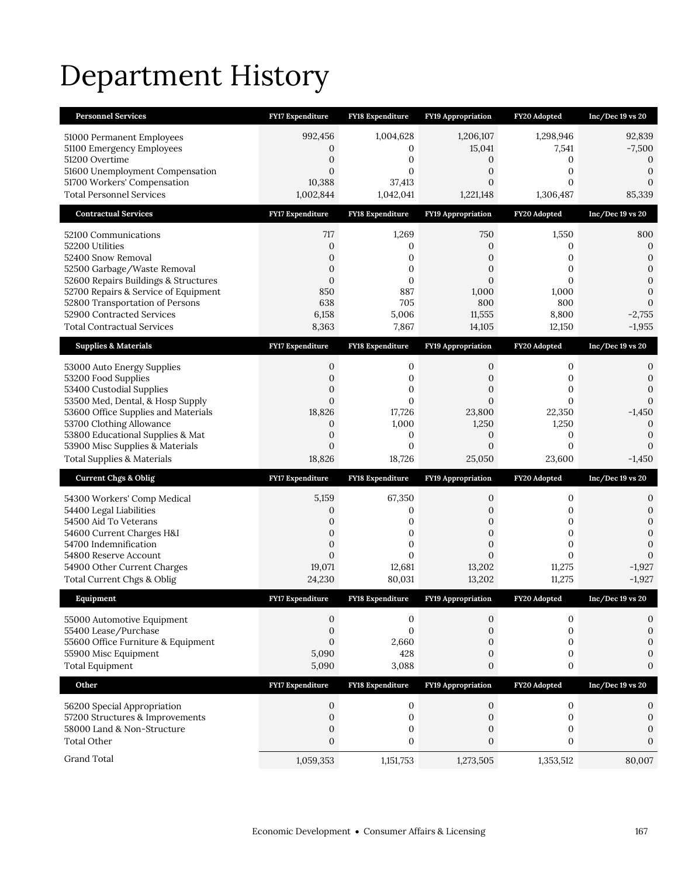# Department History

| Personnel Services | FY17 Expenditure | FY18 Expenditure | FY19 Appropriation | FY20 Adopted | Inc/Dec 19 vs 20 |
|---|---|---|---|---|---|
| 51000 Permanent Employees | 992,456 | 1,004,628 | 1,206,107 | 1,298,946 | 92,839 |
| 51100 Emergency Employees | 0 | 0 | 15,041 | 7,541 | -7,500 |
| 51200 Overtime | 0 | 0 | 0 | 0 | 0 |
| 51600 Unemployment Compensation | 0 | 0 | 0 | 0 | 0 |
| 51700 Workers' Compensation | 10,388 | 37,413 | 0 | 0 | 0 |
| Total Personnel Services | 1,002,844 | 1,042,041 | 1,221,148 | 1,306,487 | 85,339 |

| Contractual Services | FY17 Expenditure | FY18 Expenditure | FY19 Appropriation | FY20 Adopted | Inc/Dec 19 vs 20 |
|---|---|---|---|---|---|
| 52100 Communications | 717 | 1,269 | 750 | 1,550 | 800 |
| 52200 Utilities | 0 | 0 | 0 | 0 | 0 |
| 52400 Snow Removal | 0 | 0 | 0 | 0 | 0 |
| 52500 Garbage/Waste Removal | 0 | 0 | 0 | 0 | 0 |
| 52600 Repairs Buildings & Structures | 0 | 0 | 0 | 0 | 0 |
| 52700 Repairs & Service of Equipment | 850 | 887 | 1,000 | 1,000 | 0 |
| 52800 Transportation of Persons | 638 | 705 | 800 | 800 | 0 |
| 52900 Contracted Services | 6,158 | 5,006 | 11,555 | 8,800 | -2,755 |
| Total Contractual Services | 8,363 | 7,867 | 14,105 | 12,150 | -1,955 |

| Supplies & Materials | FY17 Expenditure | FY18 Expenditure | FY19 Appropriation | FY20 Adopted | Inc/Dec 19 vs 20 |
|---|---|---|---|---|---|
| 53000 Auto Energy Supplies | 0 | 0 | 0 | 0 | 0 |
| 53200 Food Supplies | 0 | 0 | 0 | 0 | 0 |
| 53400 Custodial Supplies | 0 | 0 | 0 | 0 | 0 |
| 53500 Med, Dental, & Hosp Supply | 0 | 0 | 0 | 0 | 0 |
| 53600 Office Supplies and Materials | 18,826 | 17,726 | 23,800 | 22,350 | -1,450 |
| 53700 Clothing Allowance | 0 | 1,000 | 1,250 | 1,250 | 0 |
| 53800 Educational Supplies & Mat | 0 | 0 | 0 | 0 | 0 |
| 53900 Misc Supplies & Materials | 0 | 0 | 0 | 0 | 0 |
| Total Supplies & Materials | 18,826 | 18,726 | 25,050 | 23,600 | -1,450 |

| Current Chgs & Oblig | FY17 Expenditure | FY18 Expenditure | FY19 Appropriation | FY20 Adopted | Inc/Dec 19 vs 20 |
|---|---|---|---|---|---|
| 54300 Workers' Comp Medical | 5,159 | 67,350 | 0 | 0 | 0 |
| 54400 Legal Liabilities | 0 | 0 | 0 | 0 | 0 |
| 54500 Aid To Veterans | 0 | 0 | 0 | 0 | 0 |
| 54600 Current Charges H&I | 0 | 0 | 0 | 0 | 0 |
| 54700 Indemnification | 0 | 0 | 0 | 0 | 0 |
| 54800 Reserve Account | 0 | 0 | 0 | 0 | 0 |
| 54900 Other Current Charges | 19,071 | 12,681 | 13,202 | 11,275 | -1,927 |
| Total Current Chgs & Oblig | 24,230 | 80,031 | 13,202 | 11,275 | -1,927 |

| Equipment | FY17 Expenditure | FY18 Expenditure | FY19 Appropriation | FY20 Adopted | Inc/Dec 19 vs 20 |
|---|---|---|---|---|---|
| 55000 Automotive Equipment | 0 | 0 | 0 | 0 | 0 |
| 55400 Lease/Purchase | 0 | 0 | 0 | 0 | 0 |
| 55600 Office Furniture & Equipment | 0 | 2,660 | 0 | 0 | 0 |
| 55900 Misc Equipment | 5,090 | 428 | 0 | 0 | 0 |
| Total Equipment | 5,090 | 3,088 | 0 | 0 | 0 |

| Other | FY17 Expenditure | FY18 Expenditure | FY19 Appropriation | FY20 Adopted | Inc/Dec 19 vs 20 |
|---|---|---|---|---|---|
| 56200 Special Appropriation | 0 | 0 | 0 | 0 | 0 |
| 57200 Structures & Improvements | 0 | 0 | 0 | 0 | 0 |
| 58000 Land & Non-Structure | 0 | 0 | 0 | 0 | 0 |
| Total Other | 0 | 0 | 0 | 0 | 0 |
| Grand Total | 1,059,353 | 1,151,753 | 1,273,505 | 1,353,512 | 80,007 |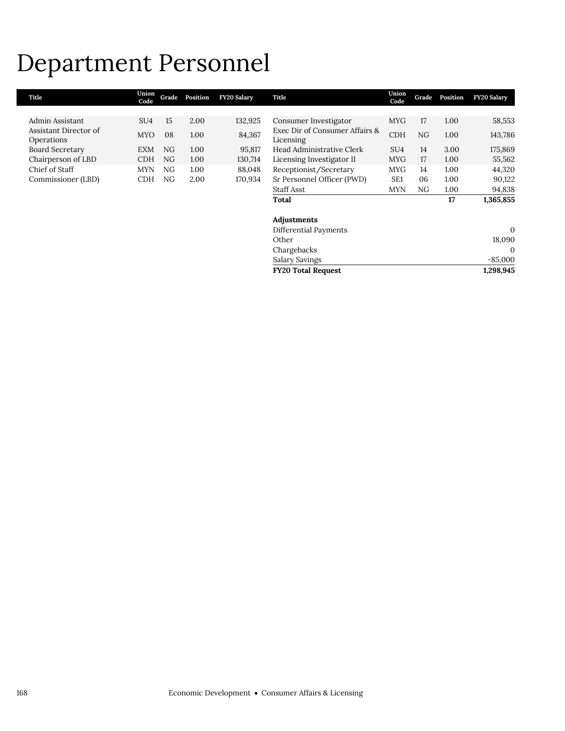# Department Personnel

| Title | Union Code | Grade | Position | FY20 Salary |
|---|---|---|---|---|
| Admin Assistant | SU4 | 15 | 2.00 | 132,925 |
| Assistant Director of Operations | MYO | 08 | 1.00 | 84,367 |
| Board Secretary | EXM | NG | 1.00 | 95,817 |
| Chairperson of LBD | CDH | NG | 1.00 | 130,714 |
| Chief of Staff | MYN | NG | 1.00 | 88,048 |
| Commissioner (LBD) | CDH | NG | 2.00 | 170,934 |
| Consumer Investigator | MYG | 17 | 1.00 | 58,553 |
| Exec Dir of Consumer Affairs & Licensing | CDH | NG | 1.00 | 143,786 |
| Head Administrative Clerk | SU4 | 14 | 3.00 | 175,869 |
| Licensing Investigator II | MYG | 17 | 1.00 | 55,562 |
| Receptionist/Secretary | MYG | 14 | 1.00 | 44,320 |
| Sr Personnel Officer (PWD) | SE1 | 06 | 1.00 | 90,122 |
| Staff Asst | MYN | NG | 1.00 | 94,838 |
| **Total** | | | **17** | **1,365,855** |

| **Adjustments** | |
|---|---|
| Differential Payments | 0 |
| Other | 18,090 |
| Chargebacks | 0 |
| Salary Savings | -85,000 |
| **FY20 Total Request** | **1,298,945** |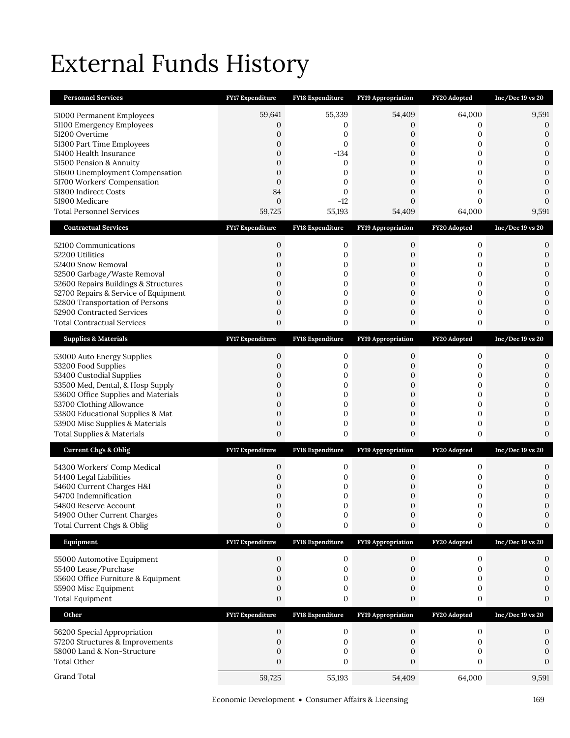# External Funds History

| Personnel Services | FY17 Expenditure | FY18 Expenditure | FY19 Appropriation | FY20 Adopted | Inc/Dec 19 vs 20 |
|---|---|---|---|---|---|
| 51000 Permanent Employees | 59,641 | 55,339 | 54,409 | 64,000 | 9,591 |
| 51100 Emergency Employees | 0 | 0 | 0 | 0 | 0 |
| 51200 Overtime | 0 | 0 | 0 | 0 | 0 |
| 51300 Part Time Employees | 0 | 0 | 0 | 0 | 0 |
| 51400 Health Insurance | 0 | -134 | 0 | 0 | 0 |
| 51500 Pension & Annuity | 0 | 0 | 0 | 0 | 0 |
| 51600 Unemployment Compensation | 0 | 0 | 0 | 0 | 0 |
| 51700 Workers' Compensation | 0 | 0 | 0 | 0 | 0 |
| 51800 Indirect Costs | 84 | 0 | 0 | 0 | 0 |
| 51900 Medicare | 0 | -12 | 0 | 0 | 0 |
| Total Personnel Services | 59,725 | 55,193 | 54,409 | 64,000 | 9,591 |
| **Contractual Services** | **FY17 Expenditure** | **FY18 Expenditure** | **FY19 Appropriation** | **FY20 Adopted** | **Inc/Dec 19 vs 20** |
| 52100 Communications | 0 | 0 | 0 | 0 | 0 |
| 52200 Utilities | 0 | 0 | 0 | 0 | 0 |
| 52400 Snow Removal | 0 | 0 | 0 | 0 | 0 |
| 52500 Garbage/Waste Removal | 0 | 0 | 0 | 0 | 0 |
| 52600 Repairs Buildings & Structures | 0 | 0 | 0 | 0 | 0 |
| 52700 Repairs & Service of Equipment | 0 | 0 | 0 | 0 | 0 |
| 52800 Transportation of Persons | 0 | 0 | 0 | 0 | 0 |
| 52900 Contracted Services | 0 | 0 | 0 | 0 | 0 |
| Total Contractual Services | 0 | 0 | 0 | 0 | 0 |
| **Supplies & Materials** | **FY17 Expenditure** | **FY18 Expenditure** | **FY19 Appropriation** | **FY20 Adopted** | **Inc/Dec 19 vs 20** |
| 53000 Auto Energy Supplies | 0 | 0 | 0 | 0 | 0 |
| 53200 Food Supplies | 0 | 0 | 0 | 0 | 0 |
| 53400 Custodial Supplies | 0 | 0 | 0 | 0 | 0 |
| 53500 Med, Dental, & Hosp Supply | 0 | 0 | 0 | 0 | 0 |
| 53600 Office Supplies and Materials | 0 | 0 | 0 | 0 | 0 |
| 53700 Clothing Allowance | 0 | 0 | 0 | 0 | 0 |
| 53800 Educational Supplies & Mat | 0 | 0 | 0 | 0 | 0 |
| 53900 Misc Supplies & Materials | 0 | 0 | 0 | 0 | 0 |
| Total Supplies & Materials | 0 | 0 | 0 | 0 | 0 |
| **Current Chgs & Oblig** | **FY17 Expenditure** | **FY18 Expenditure** | **FY19 Appropriation** | **FY20 Adopted** | **Inc/Dec 19 vs 20** |
| 54300 Workers' Comp Medical | 0 | 0 | 0 | 0 | 0 |
| 54400 Legal Liabilities | 0 | 0 | 0 | 0 | 0 |
| 54600 Current Charges H&I | 0 | 0 | 0 | 0 | 0 |
| 54700 Indemnification | 0 | 0 | 0 | 0 | 0 |
| 54800 Reserve Account | 0 | 0 | 0 | 0 | 0 |
| 54900 Other Current Charges | 0 | 0 | 0 | 0 | 0 |
| Total Current Chgs & Oblig | 0 | 0 | 0 | 0 | 0 |
| **Equipment** | **FY17 Expenditure** | **FY18 Expenditure** | **FY19 Appropriation** | **FY20 Adopted** | **Inc/Dec 19 vs 20** |
| 55000 Automotive Equipment | 0 | 0 | 0 | 0 | 0 |
| 55400 Lease/Purchase | 0 | 0 | 0 | 0 | 0 |
| 55600 Office Furniture & Equipment | 0 | 0 | 0 | 0 | 0 |
| 55900 Misc Equipment | 0 | 0 | 0 | 0 | 0 |
| Total Equipment | 0 | 0 | 0 | 0 | 0 |
| **Other** | **FY17 Expenditure** | **FY18 Expenditure** | **FY19 Appropriation** | **FY20 Adopted** | **Inc/Dec 19 vs 20** |
| 56200 Special Appropriation | 0 | 0 | 0 | 0 | 0 |
| 57200 Structures & Improvements | 0 | 0 | 0 | 0 | 0 |
| 58000 Land & Non-Structure | 0 | 0 | 0 | 0 | 0 |
| Total Other | 0 | 0 | 0 | 0 | 0 |
| Grand Total | 59,725 | 55,193 | 54,409 | 64,000 | 9,591 |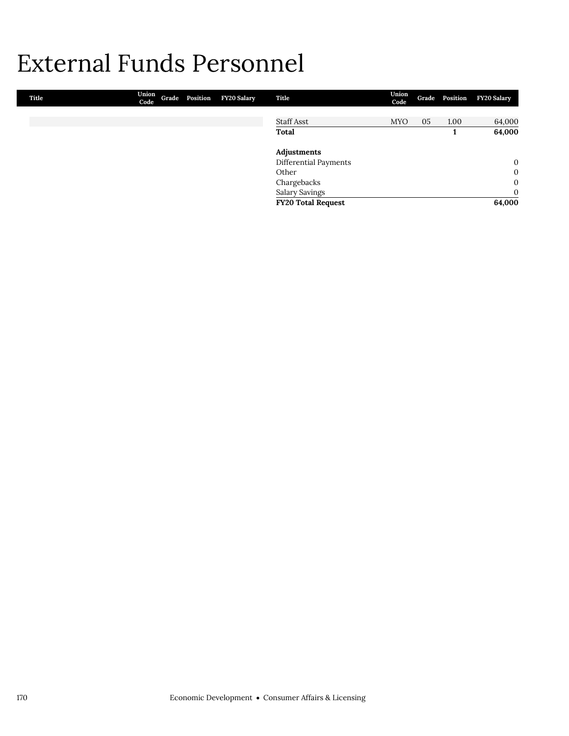# External Funds Personnel

| Title | Union Code | Grade | Position | FY20 Salary |
|---|---|---|---|---|
| Staff Asst | MYO | 05 | 1.00 | 64,000 |
| **Total** | | | **1** | **64,000** |
| | | | | |
| **Adjustments** | | | | |
| Differential Payments | | | | 0 |
| Other | | | | 0 |
| Chargebacks | | | | 0 |
| Salary Savings | | | | 0 |
| **FY20 Total Request** | | | | **64,000** |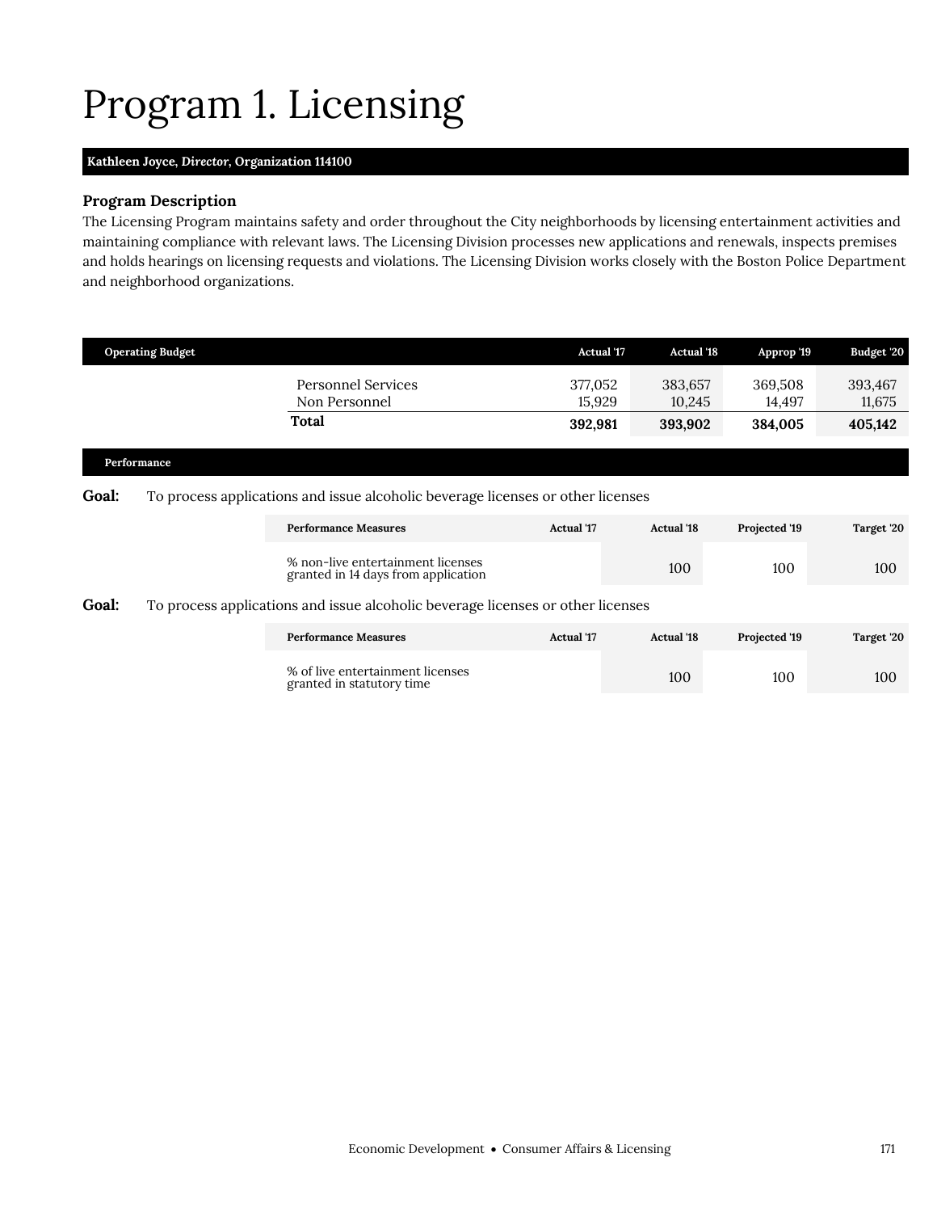# Program 1. Licensing

**Kathleen Joyce, *Director*, Organization 114100**

### Program Description

The Licensing Program maintains safety and order throughout the City neighborhoods by licensing entertainment activities and maintaining compliance with relevant laws. The Licensing Division processes new applications and renewals, inspects premises and holds hearings on licensing requests and violations. The Licensing Division works closely with the Boston Police Department and neighborhood organizations.

| Operating Budget | Actual '17 | Actual '18 | Approp '19 | Budget '20 |
|---|---|---|---|---|
| Personnel Services | 377,052 | 383,657 | 369,508 | 393,467 |
| Non Personnel | 15,929 | 10,245 | 14,497 | 11,675 |
| **Total** | **392,981** | **393,902** | **384,005** | **405,142** |

### Performance

**Goal:** To process applications and issue alcoholic beverage licenses or other licenses

| Performance Measures | Actual '17 | Actual '18 | Projected '19 | Target '20 |
|---|---|---|---|---|
| % non-live entertainment licenses granted in 14 days from application | | 100 | 100 | 100 |

**Goal:** To process applications and issue alcoholic beverage licenses or other licenses

| Performance Measures | Actual '17 | Actual '18 | Projected '19 | Target '20 |
|---|---|---|---|---|
| % of live entertainment licenses granted in statutory time | | 100 | 100 | 100 |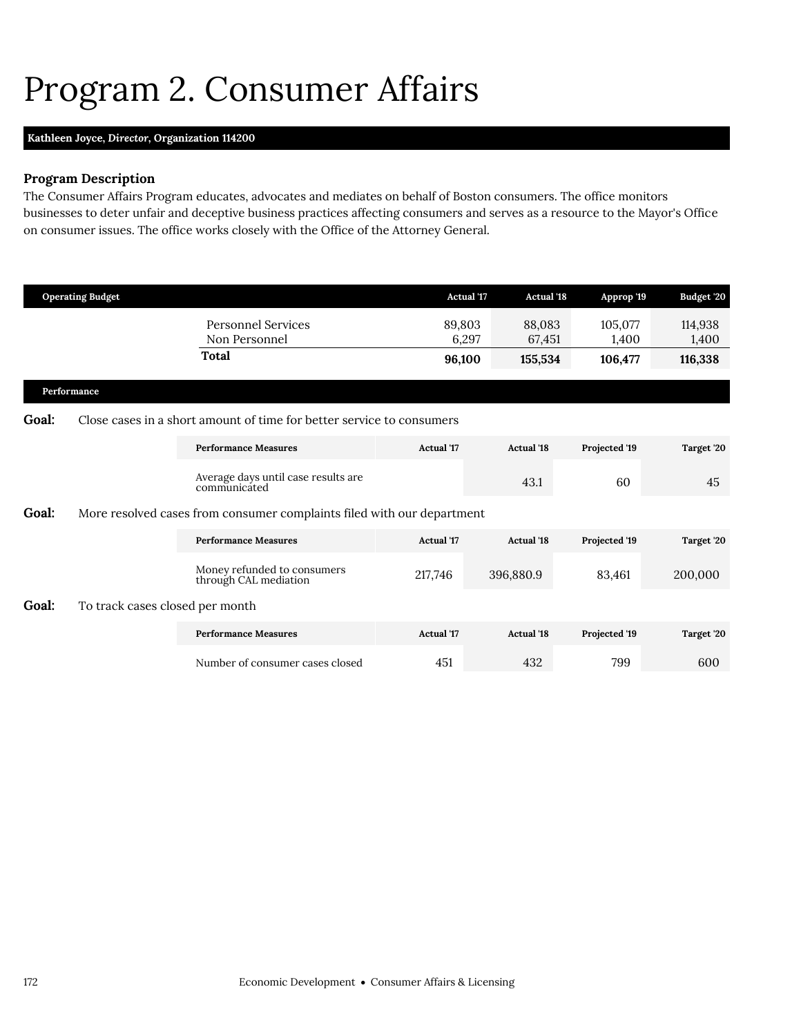# Program 2. Consumer Affairs

**Kathleen Joyce, *Director*, Organization 114200**

### Program Description

The Consumer Affairs Program educates, advocates and mediates on behalf of Boston consumers. The office monitors businesses to deter unfair and deceptive business practices affecting consumers and serves as a resource to the Mayor's Office on consumer issues. The office works closely with the Office of the Attorney General.

| Operating Budget | Actual '17 | Actual '18 | Approp '19 | Budget '20 |
|---|---|---|---|---|
| Personnel Services | 89,803 | 88,083 | 105,077 | 114,938 |
| Non Personnel | 6,297 | 67,451 | 1,400 | 1,400 |
| **Total** | **96,100** | **155,534** | **106,477** | **116,338** |

### Performance

**Goal:** Close cases in a short amount of time for better service to consumers

| Performance Measures | Actual '17 | Actual '18 | Projected '19 | Target '20 |
|---|---|---|---|---|
| Average days until case results are communicated | | 43.1 | 60 | 45 |

**Goal:** More resolved cases from consumer complaints filed with our department

| Performance Measures | Actual '17 | Actual '18 | Projected '19 | Target '20 |
|---|---|---|---|---|
| Money refunded to consumers through CAL mediation | 217,746 | 396,880.9 | 83,461 | 200,000 |

**Goal:** To track cases closed per month

| Performance Measures | Actual '17 | Actual '18 | Projected '19 | Target '20 |
|---|---|---|---|---|
| Number of consumer cases closed | 451 | 432 | 799 | 600 |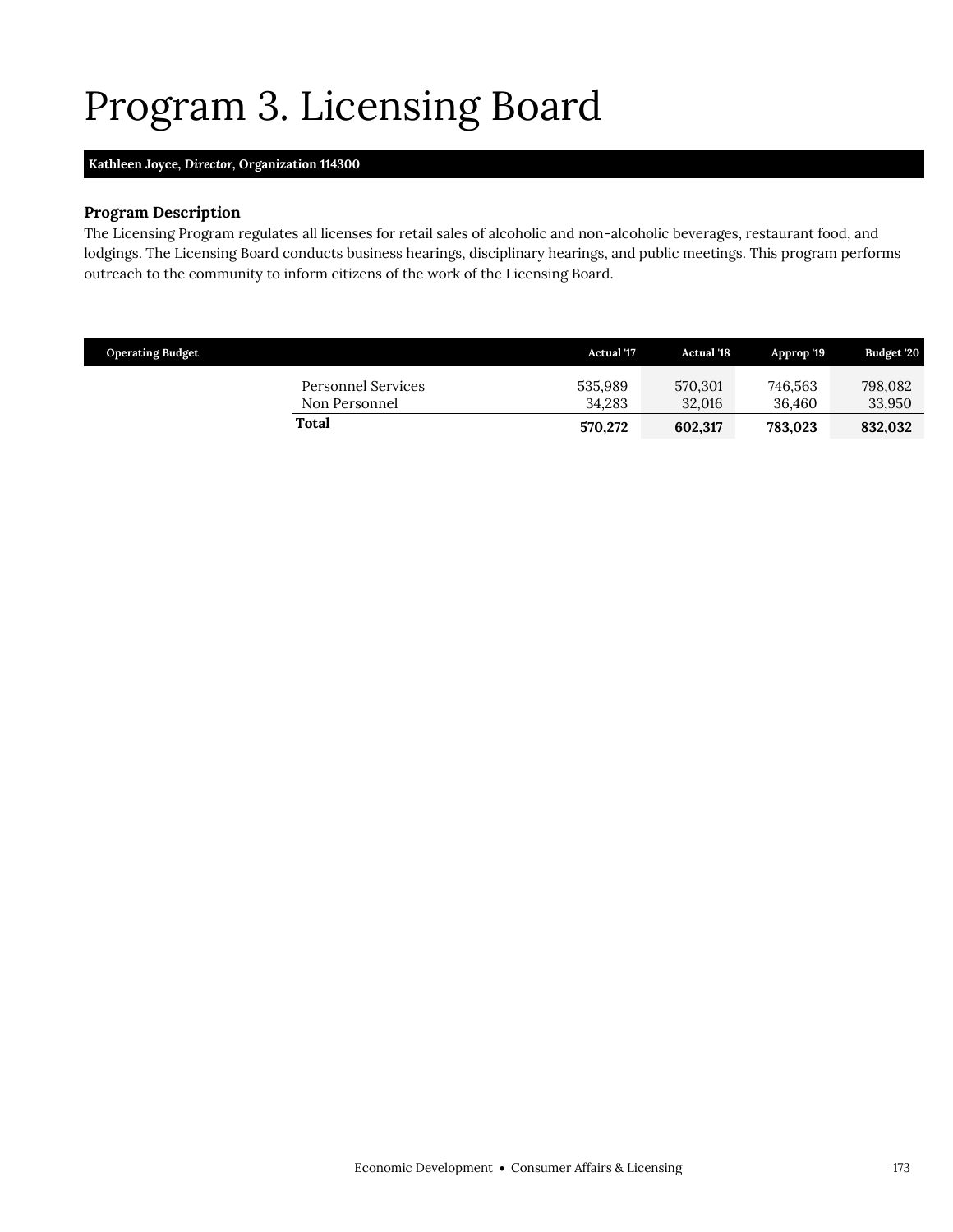# Program 3. Licensing Board

**Kathleen Joyce, *Director*, Organization 114300**

### Program Description

The Licensing Program regulates all licenses for retail sales of alcoholic and non-alcoholic beverages, restaurant food, and lodgings. The Licensing Board conducts business hearings, disciplinary hearings, and public meetings. This program performs outreach to the community to inform citizens of the work of the Licensing Board.

| Operating Budget | Actual '17 | Actual '18 | Approp '19 | Budget '20 |
|---|---|---|---|---|
| Personnel Services | 535,989 | 570,301 | 746,563 | 798,082 |
| Non Personnel | 34,283 | 32,016 | 36,460 | 33,950 |
| **Total** | **570,272** | **602,317** | **783,023** | **832,032** |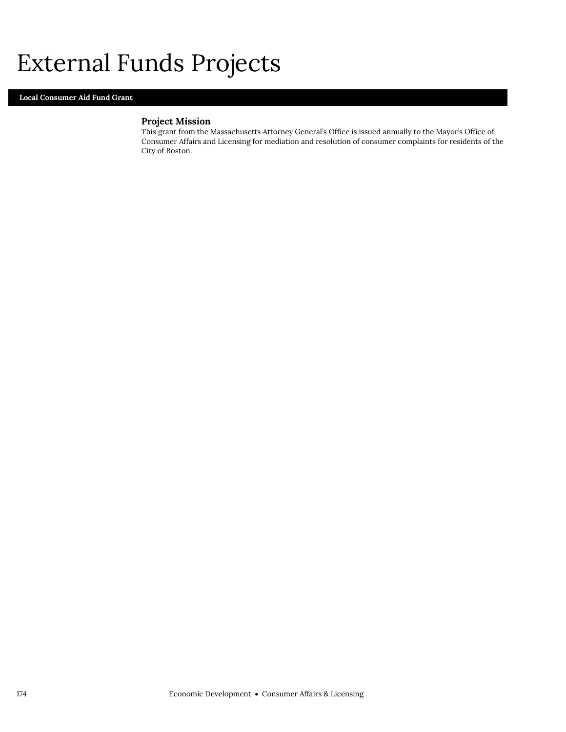# External Funds Projects

## Local Consumer Aid Fund Grant

### Project Mission

This grant from the Massachusetts Attorney General's Office is issued annually to the Mayor's Office of Consumer Affairs and Licensing for mediation and resolution of consumer complaints for residents of the City of Boston.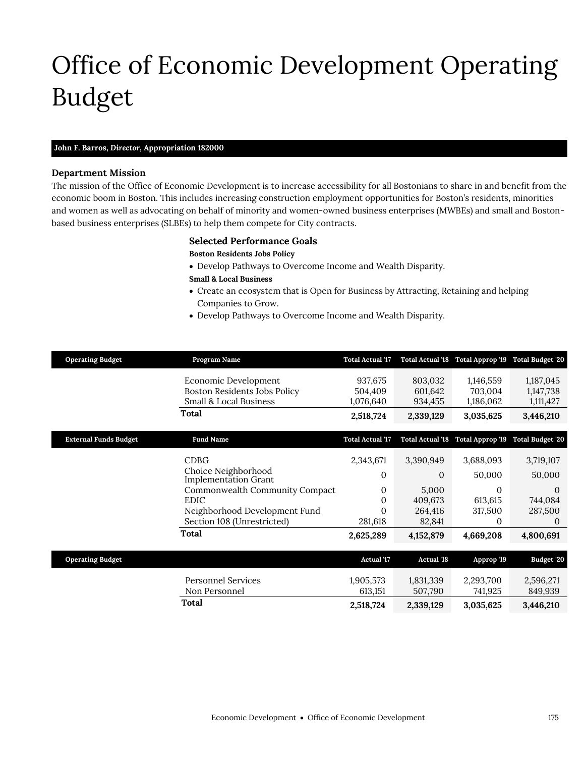# Office of Economic Development Operating Budget

**John F. Barros, *Director*, Appropriation 182000**

### Department Mission

The mission of the Office of Economic Development is to increase accessibility for all Bostonians to share in and benefit from the economic boom in Boston. This includes increasing construction employment opportunities for Boston's residents, minorities and women as well as advocating on behalf of minority and women-owned business enterprises (MWBEs) and small and Boston-based business enterprises (SLBEs) to help them compete for City contracts.

### Selected Performance Goals

**Boston Residents Jobs Policy**

- Develop Pathways to Overcome Income and Wealth Disparity.

**Small & Local Business**

- Create an ecosystem that is Open for Business by Attracting, Retaining and helping Companies to Grow.
- Develop Pathways to Overcome Income and Wealth Disparity.

| Operating Budget | Program Name | Total Actual '17 | Total Actual '18 | Total Approp '19 | Total Budget '20 |
|---|---|---|---|---|---|
| | Economic Development | 937,675 | 803,032 | 1,146,559 | 1,187,045 |
| | Boston Residents Jobs Policy | 504,409 | 601,642 | 703,004 | 1,147,738 |
| | Small & Local Business | 1,076,640 | 934,455 | 1,186,062 | 1,111,427 |
| | **Total** | **2,518,724** | **2,339,129** | **3,035,625** | **3,446,210** |

| External Funds Budget | Fund Name | Total Actual '17 | Total Actual '18 | Total Approp '19 | Total Budget '20 |
|---|---|---|---|---|---|
| | CDBG | 2,343,671 | 3,390,949 | 3,688,093 | 3,719,107 |
| | Choice Neighborhood Implementation Grant | 0 | 0 | 50,000 | 50,000 |
| | Commonwealth Community Compact | 0 | 5,000 | 0 | 0 |
| | EDIC | 0 | 409,673 | 613,615 | 744,084 |
| | Neighborhood Development Fund | 0 | 264,416 | 317,500 | 287,500 |
| | Section 108 (Unrestricted) | 281,618 | 82,841 | 0 | 0 |
| | **Total** | **2,625,289** | **4,152,879** | **4,669,208** | **4,800,691** |

| Operating Budget | | Actual '17 | Actual '18 | Approp '19 | Budget '20 |
|---|---|---|---|---|---|
| | Personnel Services | 1,905,573 | 1,831,339 | 2,293,700 | 2,596,271 |
| | Non Personnel | 613,151 | 507,790 | 741,925 | 849,939 |
| | **Total** | **2,518,724** | **2,339,129** | **3,035,625** | **3,446,210** |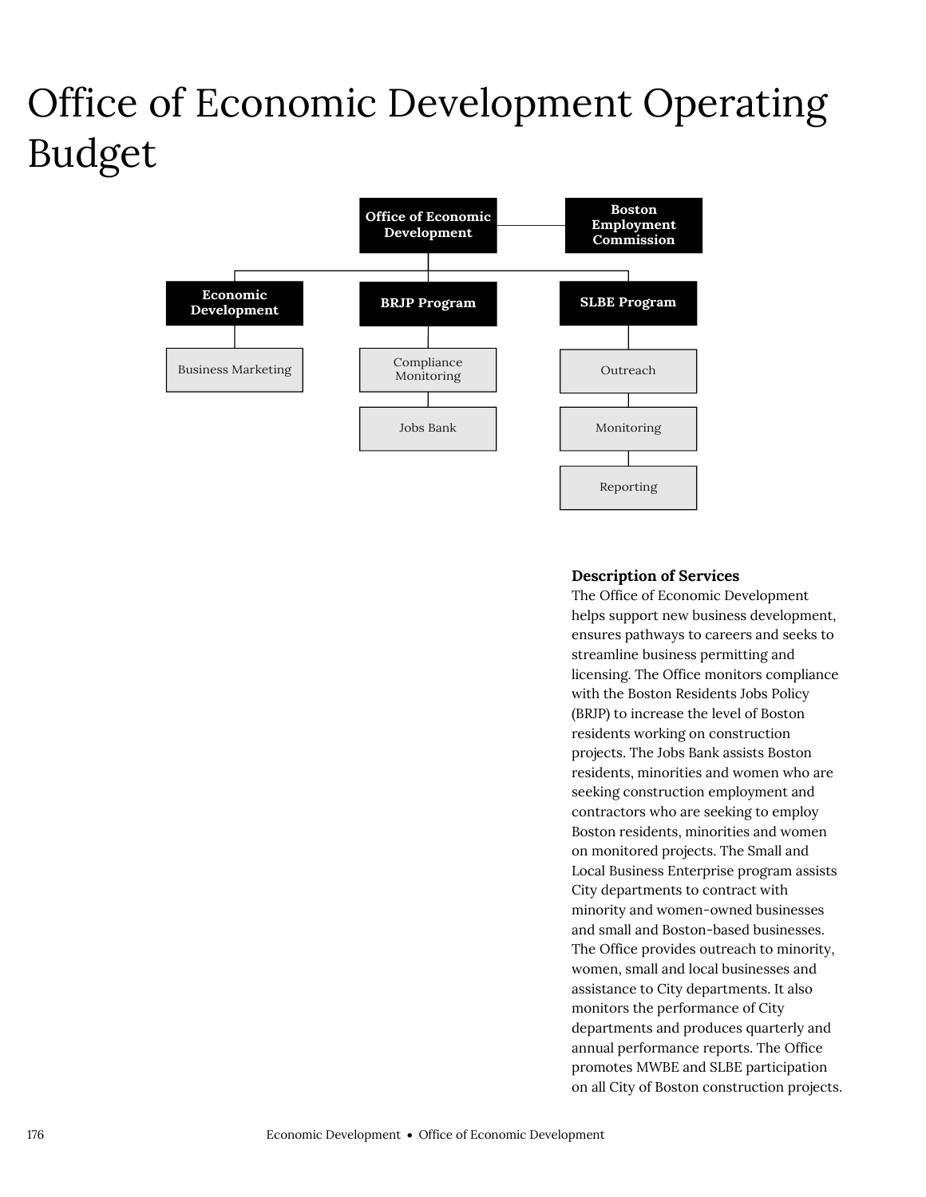# Office of Economic Development Operating Budget

- Office of Economic Development
  - Boston Employment Commission
  - Economic Development
    - Business Marketing
  - BRJP Program
    - Compliance Monitoring
    - Jobs Bank
  - SLBE Program
    - Outreach
    - Monitoring
    - Reporting

**Description of Services**

The Office of Economic Development helps support new business development, ensures pathways to careers and seeks to streamline business permitting and licensing. The Office monitors compliance with the Boston Residents Jobs Policy (BRJP) to increase the level of Boston residents working on construction projects. The Jobs Bank assists Boston residents, minorities and women who are seeking construction employment and contractors who are seeking to employ Boston residents, minorities and women on monitored projects. The Small and Local Business Enterprise program assists City departments to contract with minority and women-owned businesses and small and Boston-based businesses. The Office provides outreach to minority, women, small and local businesses and assistance to City departments. It also monitors the performance of City departments and produces quarterly and annual performance reports. The Office promotes MWBE and SLBE participation on all City of Boston construction projects.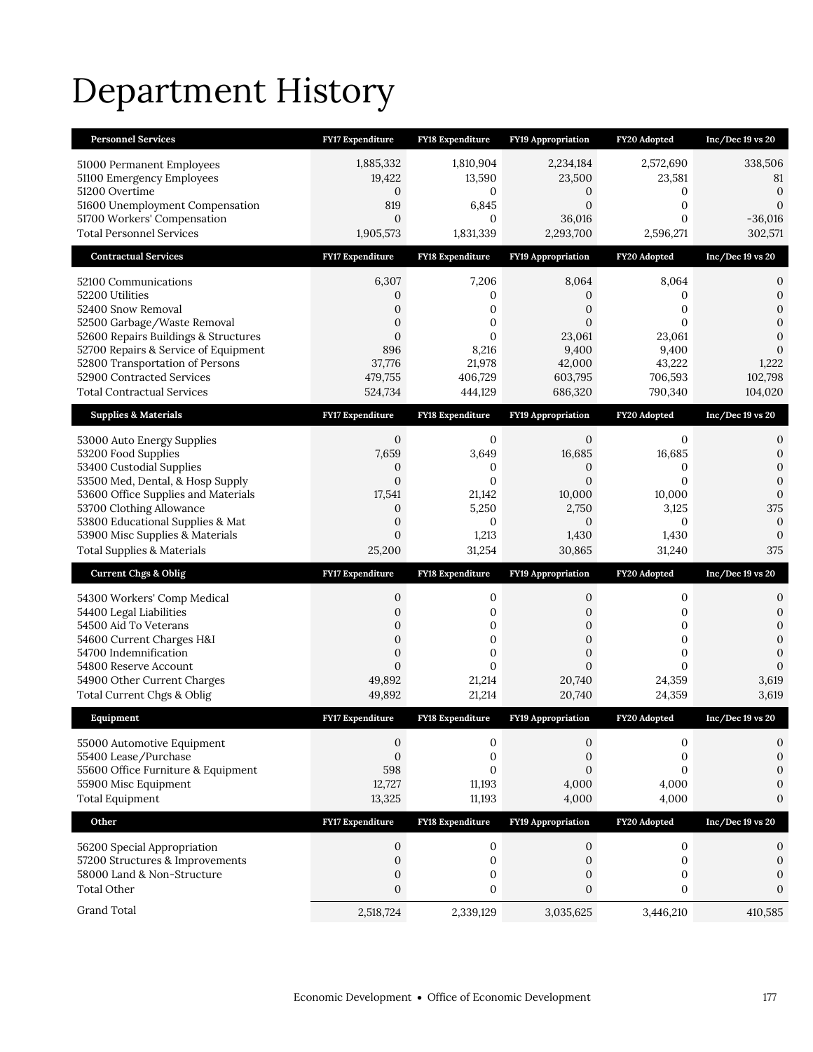# Department History

| Personnel Services | FY17 Expenditure | FY18 Expenditure | FY19 Appropriation | FY20 Adopted | Inc/Dec 19 vs 20 |
|---|---|---|---|---|---|
| 51000 Permanent Employees | 1,885,332 | 1,810,904 | 2,234,184 | 2,572,690 | 338,506 |
| 51100 Emergency Employees | 19,422 | 13,590 | 23,500 | 23,581 | 81 |
| 51200 Overtime | 0 | 0 | 0 | 0 | 0 |
| 51600 Unemployment Compensation | 819 | 6,845 | 0 | 0 | 0 |
| 51700 Workers' Compensation | 0 | 0 | 36,016 | 0 | -36,016 |
| Total Personnel Services | 1,905,573 | 1,831,339 | 2,293,700 | 2,596,271 | 302,571 |

| Contractual Services | FY17 Expenditure | FY18 Expenditure | FY19 Appropriation | FY20 Adopted | Inc/Dec 19 vs 20 |
|---|---|---|---|---|---|
| 52100 Communications | 6,307 | 7,206 | 8,064 | 8,064 | 0 |
| 52200 Utilities | 0 | 0 | 0 | 0 | 0 |
| 52400 Snow Removal | 0 | 0 | 0 | 0 | 0 |
| 52500 Garbage/Waste Removal | 0 | 0 | 0 | 0 | 0 |
| 52600 Repairs Buildings & Structures | 0 | 0 | 23,061 | 23,061 | 0 |
| 52700 Repairs & Service of Equipment | 896 | 8,216 | 9,400 | 9,400 | 0 |
| 52800 Transportation of Persons | 37,776 | 21,978 | 42,000 | 43,222 | 1,222 |
| 52900 Contracted Services | 479,755 | 406,729 | 603,795 | 706,593 | 102,798 |
| Total Contractual Services | 524,734 | 444,129 | 686,320 | 790,340 | 104,020 |

| Supplies & Materials | FY17 Expenditure | FY18 Expenditure | FY19 Appropriation | FY20 Adopted | Inc/Dec 19 vs 20 |
|---|---|---|---|---|---|
| 53000 Auto Energy Supplies | 0 | 0 | 0 | 0 | 0 |
| 53200 Food Supplies | 7,659 | 3,649 | 16,685 | 16,685 | 0 |
| 53400 Custodial Supplies | 0 | 0 | 0 | 0 | 0 |
| 53500 Med, Dental, & Hosp Supply | 0 | 0 | 0 | 0 | 0 |
| 53600 Office Supplies and Materials | 17,541 | 21,142 | 10,000 | 10,000 | 0 |
| 53700 Clothing Allowance | 0 | 5,250 | 2,750 | 3,125 | 375 |
| 53800 Educational Supplies & Mat | 0 | 0 | 0 | 0 | 0 |
| 53900 Misc Supplies & Materials | 0 | 1,213 | 1,430 | 1,430 | 0 |
| Total Supplies & Materials | 25,200 | 31,254 | 30,865 | 31,240 | 375 |

| Current Chgs & Oblig | FY17 Expenditure | FY18 Expenditure | FY19 Appropriation | FY20 Adopted | Inc/Dec 19 vs 20 |
|---|---|---|---|---|---|
| 54300 Workers' Comp Medical | 0 | 0 | 0 | 0 | 0 |
| 54400 Legal Liabilities | 0 | 0 | 0 | 0 | 0 |
| 54500 Aid To Veterans | 0 | 0 | 0 | 0 | 0 |
| 54600 Current Charges H&I | 0 | 0 | 0 | 0 | 0 |
| 54700 Indemnification | 0 | 0 | 0 | 0 | 0 |
| 54800 Reserve Account | 0 | 0 | 0 | 0 | 0 |
| 54900 Other Current Charges | 49,892 | 21,214 | 20,740 | 24,359 | 3,619 |
| Total Current Chgs & Oblig | 49,892 | 21,214 | 20,740 | 24,359 | 3,619 |

| Equipment | FY17 Expenditure | FY18 Expenditure | FY19 Appropriation | FY20 Adopted | Inc/Dec 19 vs 20 |
|---|---|---|---|---|---|
| 55000 Automotive Equipment | 0 | 0 | 0 | 0 | 0 |
| 55400 Lease/Purchase | 0 | 0 | 0 | 0 | 0 |
| 55600 Office Furniture & Equipment | 598 | 0 | 0 | 0 | 0 |
| 55900 Misc Equipment | 12,727 | 11,193 | 4,000 | 4,000 | 0 |
| Total Equipment | 13,325 | 11,193 | 4,000 | 4,000 | 0 |

| Other | FY17 Expenditure | FY18 Expenditure | FY19 Appropriation | FY20 Adopted | Inc/Dec 19 vs 20 |
|---|---|---|---|---|---|
| 56200 Special Appropriation | 0 | 0 | 0 | 0 | 0 |
| 57200 Structures & Improvements | 0 | 0 | 0 | 0 | 0 |
| 58000 Land & Non-Structure | 0 | 0 | 0 | 0 | 0 |
| Total Other | 0 | 0 | 0 | 0 | 0 |
| Grand Total | 2,518,724 | 2,339,129 | 3,035,625 | 3,446,210 | 410,585 |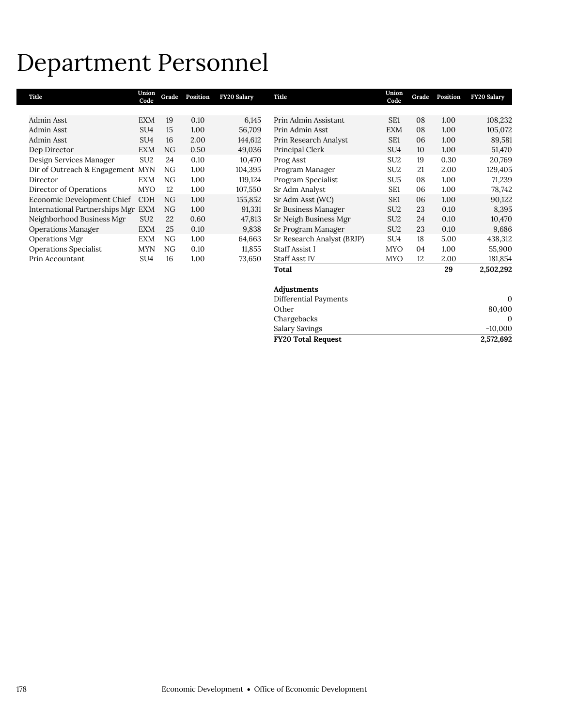# Department Personnel

| Title | Union Code | Grade | Position | FY20 Salary |
|---|---|---|---|---|
| Admin Asst | EXM | 19 | 0.10 | 6,145 |
| Admin Asst | SU4 | 15 | 1.00 | 56,709 |
| Admin Asst | SU4 | 16 | 2.00 | 144,612 |
| Dep Director | EXM | NG | 0.50 | 49,036 |
| Design Services Manager | SU2 | 24 | 0.10 | 10,470 |
| Dir of Outreach & Engagement | MYN | NG | 1.00 | 104,395 |
| Director | EXM | NG | 1.00 | 119,124 |
| Director of Operations | MYO | 12 | 1.00 | 107,550 |
| Economic Development Chief | CDH | NG | 1.00 | 155,852 |
| International Partnerships Mgr | EXM | NG | 1.00 | 91,331 |
| Neighborhood Business Mgr | SU2 | 22 | 0.60 | 47,813 |
| Operations Manager | EXM | 25 | 0.10 | 9,838 |
| Operations Mgr | EXM | NG | 1.00 | 64,663 |
| Operations Specialist | MYN | NG | 0.10 | 11,855 |
| Prin Accountant | SU4 | 16 | 1.00 | 73,650 |
| Prin Admin Assistant | SE1 | 08 | 1.00 | 108,232 |
| Prin Admin Asst | EXM | 08 | 1.00 | 105,072 |
| Prin Research Analyst | SE1 | 06 | 1.00 | 89,581 |
| Principal Clerk | SU4 | 10 | 1.00 | 51,470 |
| Prog Asst | SU2 | 19 | 0.30 | 20,769 |
| Program Manager | SU2 | 21 | 2.00 | 129,405 |
| Program Specialist | SU5 | 08 | 1.00 | 71,239 |
| Sr Adm Analyst | SE1 | 06 | 1.00 | 78,742 |
| Sr Adm Asst (WC) | SE1 | 06 | 1.00 | 90,122 |
| Sr Business Manager | SU2 | 23 | 0.10 | 8,395 |
| Sr Neigh Business Mgr | SU2 | 24 | 0.10 | 10,470 |
| Sr Program Manager | SU2 | 23 | 0.10 | 9,686 |
| Sr Research Analyst (BRJP) | SU4 | 18 | 5.00 | 438,312 |
| Staff Assist I | MYO | 04 | 1.00 | 55,900 |
| Staff Asst IV | MYO | 12 | 2.00 | 181,854 |
| **Total** | | | **29** | **2,502,292** |

| **Adjustments** | |
|---|---|
| Differential Payments | 0 |
| Other | 80,400 |
| Chargebacks | 0 |
| Salary Savings | -10,000 |
| **FY20 Total Request** | **2,572,692** |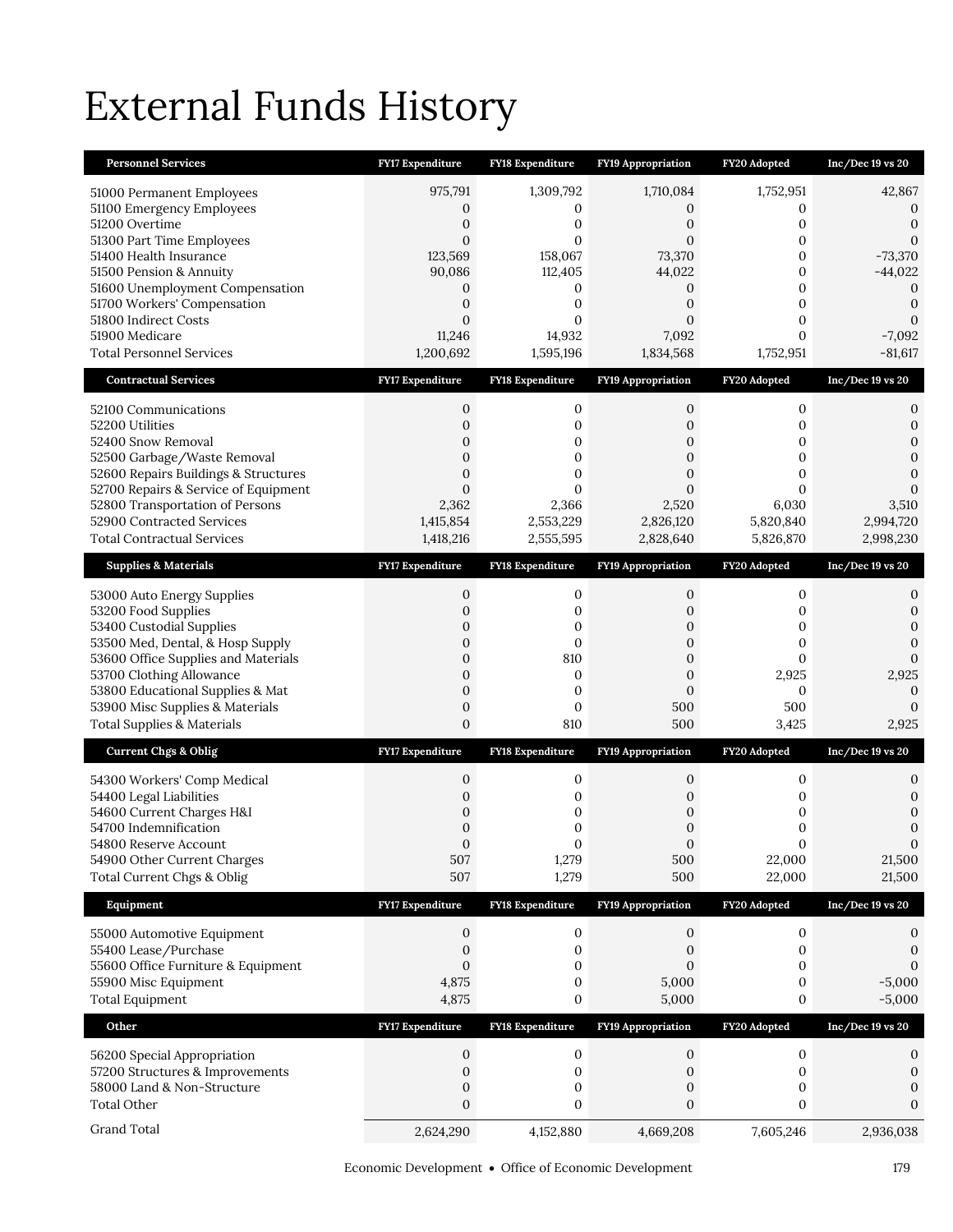# External Funds History

| Personnel Services | FY17 Expenditure | FY18 Expenditure | FY19 Appropriation | FY20 Adopted | Inc/Dec 19 vs 20 |
|---|---|---|---|---|---|
| 51000 Permanent Employees | 975,791 | 1,309,792 | 1,710,084 | 1,752,951 | 42,867 |
| 51100 Emergency Employees | 0 | 0 | 0 | 0 | 0 |
| 51200 Overtime | 0 | 0 | 0 | 0 | 0 |
| 51300 Part Time Employees | 0 | 0 | 0 | 0 | 0 |
| 51400 Health Insurance | 123,569 | 158,067 | 73,370 | 0 | -73,370 |
| 51500 Pension & Annuity | 90,086 | 112,405 | 44,022 | 0 | -44,022 |
| 51600 Unemployment Compensation | 0 | 0 | 0 | 0 | 0 |
| 51700 Workers' Compensation | 0 | 0 | 0 | 0 | 0 |
| 51800 Indirect Costs | 0 | 0 | 0 | 0 | 0 |
| 51900 Medicare | 11,246 | 14,932 | 7,092 | 0 | -7,092 |
| Total Personnel Services | 1,200,692 | 1,595,196 | 1,834,568 | 1,752,951 | -81,617 |
| **Contractual Services** | **FY17 Expenditure** | **FY18 Expenditure** | **FY19 Appropriation** | **FY20 Adopted** | **Inc/Dec 19 vs 20** |
| 52100 Communications | 0 | 0 | 0 | 0 | 0 |
| 52200 Utilities | 0 | 0 | 0 | 0 | 0 |
| 52400 Snow Removal | 0 | 0 | 0 | 0 | 0 |
| 52500 Garbage/Waste Removal | 0 | 0 | 0 | 0 | 0 |
| 52600 Repairs Buildings & Structures | 0 | 0 | 0 | 0 | 0 |
| 52700 Repairs & Service of Equipment | 0 | 0 | 0 | 0 | 0 |
| 52800 Transportation of Persons | 2,362 | 2,366 | 2,520 | 6,030 | 3,510 |
| 52900 Contracted Services | 1,415,854 | 2,553,229 | 2,826,120 | 5,820,840 | 2,994,720 |
| Total Contractual Services | 1,418,216 | 2,555,595 | 2,828,640 | 5,826,870 | 2,998,230 |
| **Supplies & Materials** | **FY17 Expenditure** | **FY18 Expenditure** | **FY19 Appropriation** | **FY20 Adopted** | **Inc/Dec 19 vs 20** |
| 53000 Auto Energy Supplies | 0 | 0 | 0 | 0 | 0 |
| 53200 Food Supplies | 0 | 0 | 0 | 0 | 0 |
| 53400 Custodial Supplies | 0 | 0 | 0 | 0 | 0 |
| 53500 Med, Dental, & Hosp Supply | 0 | 0 | 0 | 0 | 0 |
| 53600 Office Supplies and Materials | 0 | 810 | 0 | 0 | 0 |
| 53700 Clothing Allowance | 0 | 0 | 0 | 2,925 | 2,925 |
| 53800 Educational Supplies & Mat | 0 | 0 | 0 | 0 | 0 |
| 53900 Misc Supplies & Materials | 0 | 0 | 500 | 500 | 0 |
| Total Supplies & Materials | 0 | 810 | 500 | 3,425 | 2,925 |
| **Current Chgs & Oblig** | **FY17 Expenditure** | **FY18 Expenditure** | **FY19 Appropriation** | **FY20 Adopted** | **Inc/Dec 19 vs 20** |
| 54300 Workers' Comp Medical | 0 | 0 | 0 | 0 | 0 |
| 54400 Legal Liabilities | 0 | 0 | 0 | 0 | 0 |
| 54600 Current Charges H&I | 0 | 0 | 0 | 0 | 0 |
| 54700 Indemnification | 0 | 0 | 0 | 0 | 0 |
| 54800 Reserve Account | 0 | 0 | 0 | 0 | 0 |
| 54900 Other Current Charges | 507 | 1,279 | 500 | 22,000 | 21,500 |
| Total Current Chgs & Oblig | 507 | 1,279 | 500 | 22,000 | 21,500 |
| **Equipment** | **FY17 Expenditure** | **FY18 Expenditure** | **FY19 Appropriation** | **FY20 Adopted** | **Inc/Dec 19 vs 20** |
| 55000 Automotive Equipment | 0 | 0 | 0 | 0 | 0 |
| 55400 Lease/Purchase | 0 | 0 | 0 | 0 | 0 |
| 55600 Office Furniture & Equipment | 0 | 0 | 0 | 0 | 0 |
| 55900 Misc Equipment | 4,875 | 0 | 5,000 | 0 | -5,000 |
| Total Equipment | 4,875 | 0 | 5,000 | 0 | -5,000 |
| **Other** | **FY17 Expenditure** | **FY18 Expenditure** | **FY19 Appropriation** | **FY20 Adopted** | **Inc/Dec 19 vs 20** |
| 56200 Special Appropriation | 0 | 0 | 0 | 0 | 0 |
| 57200 Structures & Improvements | 0 | 0 | 0 | 0 | 0 |
| 58000 Land & Non-Structure | 0 | 0 | 0 | 0 | 0 |
| Total Other | 0 | 0 | 0 | 0 | 0 |
| Grand Total | 2,624,290 | 4,152,880 | 4,669,208 | 7,605,246 | 2,936,038 |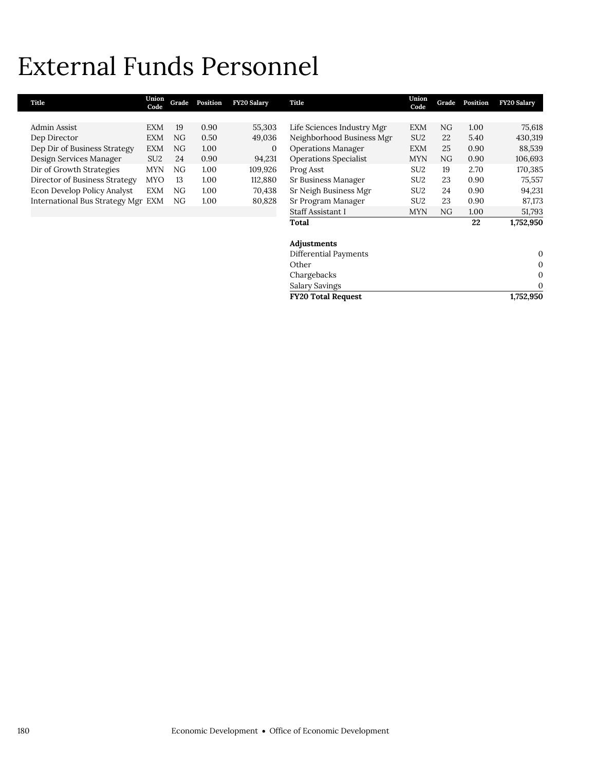# External Funds Personnel

| Title | Union Code | Grade | Position | FY20 Salary |
|---|---|---|---|---|
| Admin Assist | EXM | 19 | 0.90 | 55,303 |
| Dep Director | EXM | NG | 0.50 | 49,036 |
| Dep Dir of Business Strategy | EXM | NG | 1.00 | 0 |
| Design Services Manager | SU2 | 24 | 0.90 | 94,231 |
| Dir of Growth Strategies | MYN | NG | 1.00 | 109,926 |
| Director of Business Strategy | MYO | 13 | 1.00 | 112,880 |
| Econ Develop Policy Analyst | EXM | NG | 1.00 | 70,438 |
| International Bus Strategy Mgr | EXM | NG | 1.00 | 80,828 |
| Life Sciences Industry Mgr | EXM | NG | 1.00 | 75,618 |
| Neighborhood Business Mgr | SU2 | 22 | 5.40 | 430,319 |
| Operations Manager | EXM | 25 | 0.90 | 88,539 |
| Operations Specialist | MYN | NG | 0.90 | 106,693 |
| Prog Asst | SU2 | 19 | 2.70 | 170,385 |
| Sr Business Manager | SU2 | 23 | 0.90 | 75,557 |
| Sr Neigh Business Mgr | SU2 | 24 | 0.90 | 94,231 |
| Sr Program Manager | SU2 | 23 | 0.90 | 87,173 |
| Staff Assistant I | MYN | NG | 1.00 | 51,793 |
| **Total** | | | **22** | **1,752,950** |

| Adjustments | |
|---|---|
| Differential Payments | 0 |
| Other | 0 |
| Chargebacks | 0 |
| Salary Savings | 0 |
| **FY20 Total Request** | **1,752,950** |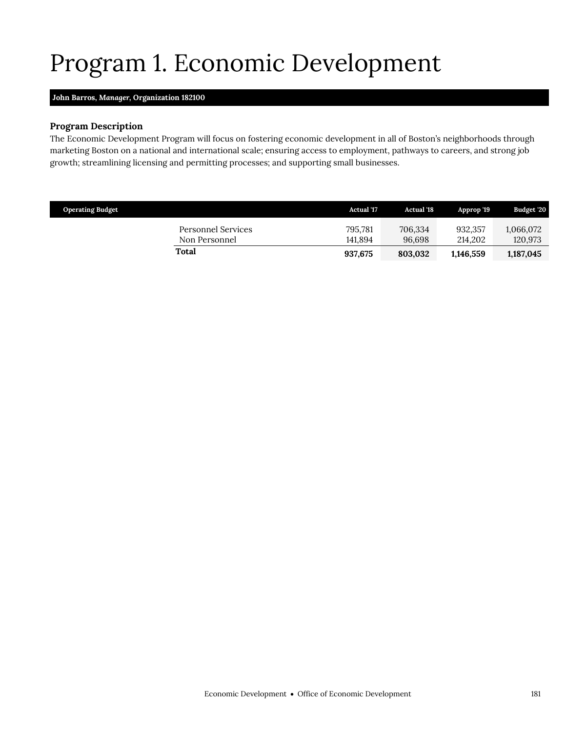# Program 1. Economic Development

**John Barros, *Manager*, Organization 182100**

### Program Description

The Economic Development Program will focus on fostering economic development in all of Boston's neighborhoods through marketing Boston on a national and international scale; ensuring access to employment, pathways to careers, and strong job growth; streamlining licensing and permitting processes; and supporting small businesses.

| Operating Budget | Actual '17 | Actual '18 | Approp '19 | Budget '20 |
|---|---|---|---|---|
| Personnel Services | 795,781 | 706,334 | 932,357 | 1,066,072 |
| Non Personnel | 141,894 | 96,698 | 214,202 | 120,973 |
| **Total** | **937,675** | **803,032** | **1,146,559** | **1,187,045** |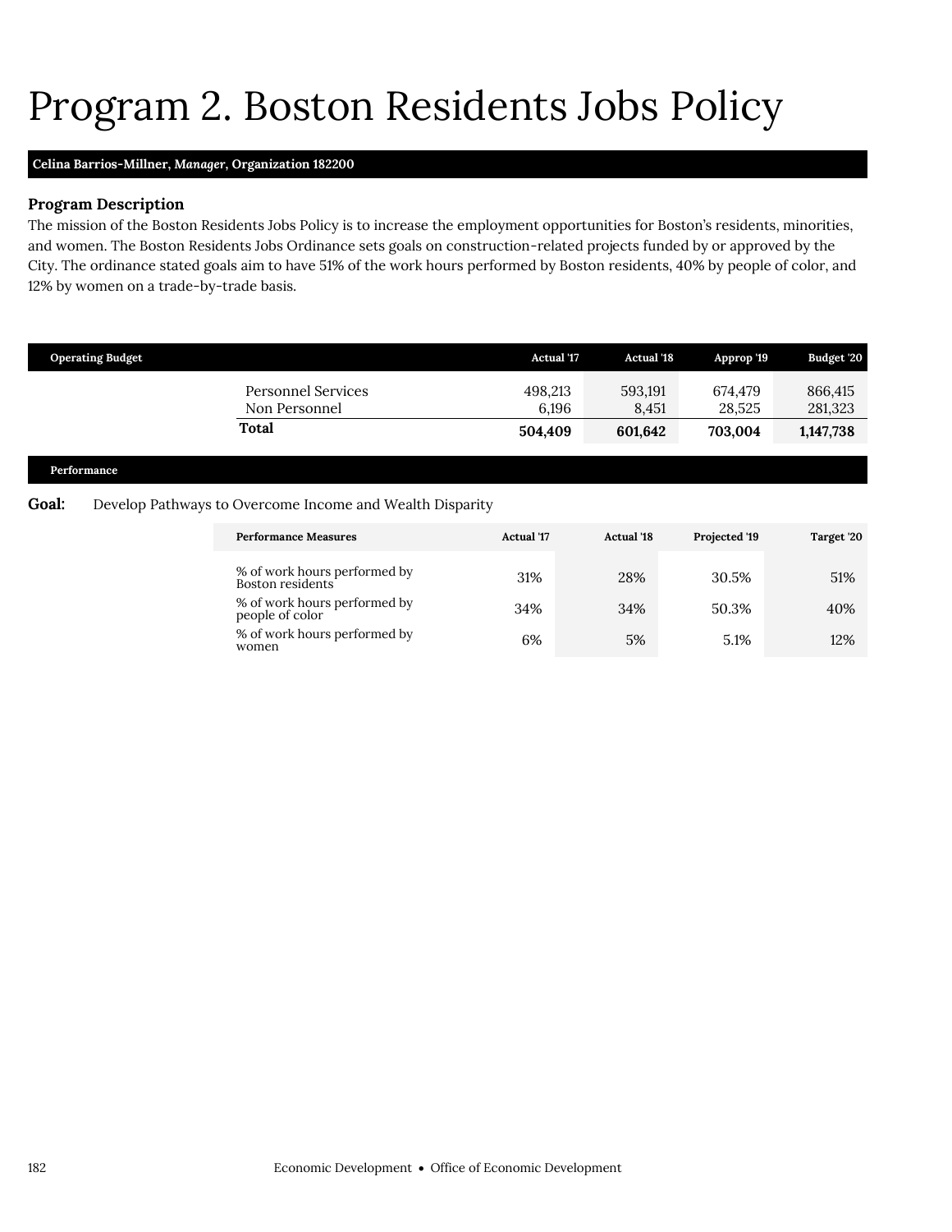# Program 2. Boston Residents Jobs Policy

**Celina Barrios-Millner, *Manager*, Organization 182200**

### Program Description

The mission of the Boston Residents Jobs Policy is to increase the employment opportunities for Boston's residents, minorities, and women. The Boston Residents Jobs Ordinance sets goals on construction-related projects funded by or approved by the City. The ordinance stated goals aim to have 51% of the work hours performed by Boston residents, 40% by people of color, and 12% by women on a trade-by-trade basis.

| Operating Budget | Actual '17 | Actual '18 | Approp '19 | Budget '20 |
|---|---|---|---|---|
| Personnel Services | 498,213 | 593,191 | 674,479 | 866,415 |
| Non Personnel | 6,196 | 8,451 | 28,525 | 281,323 |
| **Total** | **504,409** | **601,642** | **703,004** | **1,147,738** |

**Performance**

**Goal:** Develop Pathways to Overcome Income and Wealth Disparity

| Performance Measures | Actual '17 | Actual '18 | Projected '19 | Target '20 |
|---|---|---|---|---|
| % of work hours performed by Boston residents | 31% | 28% | 30.5% | 51% |
| % of work hours performed by people of color | 34% | 34% | 50.3% | 40% |
| % of work hours performed by women | 6% | 5% | 5.1% | 12% |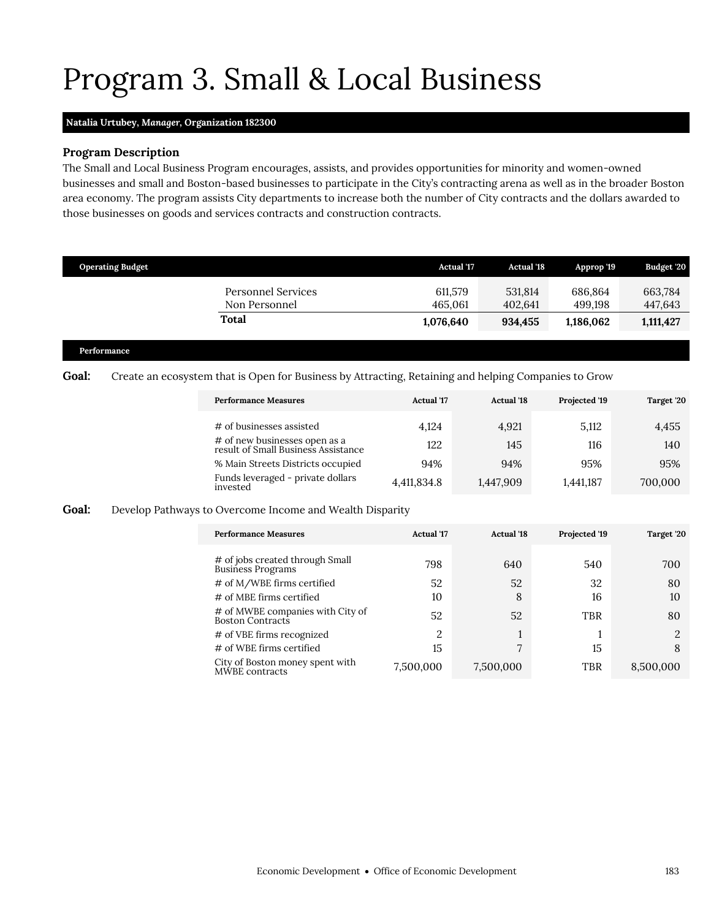# Program 3. Small & Local Business

**Natalia Urtubey, *Manager*, Organization 182300**

### Program Description

The Small and Local Business Program encourages, assists, and provides opportunities for minority and women-owned businesses and small and Boston-based businesses to participate in the City's contracting arena as well as in the broader Boston area economy. The program assists City departments to increase both the number of City contracts and the dollars awarded to those businesses on goods and services contracts and construction contracts.

| Operating Budget | Actual '17 | Actual '18 | Approp '19 | Budget '20 |
|---|---|---|---|---|
| Personnel Services | 611,579 | 531,814 | 686,864 | 663,784 |
| Non Personnel | 465,061 | 402,641 | 499,198 | 447,643 |
| **Total** | **1,076,640** | **934,455** | **1,186,062** | **1,111,427** |

**Performance**

**Goal:** Create an ecosystem that is Open for Business by Attracting, Retaining and helping Companies to Grow

| Performance Measures | Actual '17 | Actual '18 | Projected '19 | Target '20 |
|---|---|---|---|---|
| # of businesses assisted | 4,124 | 4,921 | 5,112 | 4,455 |
| # of new businesses open as a result of Small Business Assistance | 122 | 145 | 116 | 140 |
| % Main Streets Districts occupied | 94% | 94% | 95% | 95% |
| Funds leveraged - private dollars invested | 4,411,834.8 | 1,447,909 | 1,441,187 | 700,000 |

**Goal:** Develop Pathways to Overcome Income and Wealth Disparity

| Performance Measures | Actual '17 | Actual '18 | Projected '19 | Target '20 |
|---|---|---|---|---|
| # of jobs created through Small Business Programs | 798 | 640 | 540 | 700 |
| # of M/WBE firms certified | 52 | 52 | 32 | 80 |
| # of MBE firms certified | 10 | 8 | 16 | 10 |
| # of MWBE companies with City of Boston Contracts | 52 | 52 | TBR | 80 |
| # of VBE firms recognized | 2 | 1 | 1 | 2 |
| # of WBE firms certified | 15 | 7 | 15 | 8 |
| City of Boston money spent with MWBE contracts | 7,500,000 | 7,500,000 | TBR | 8,500,000 |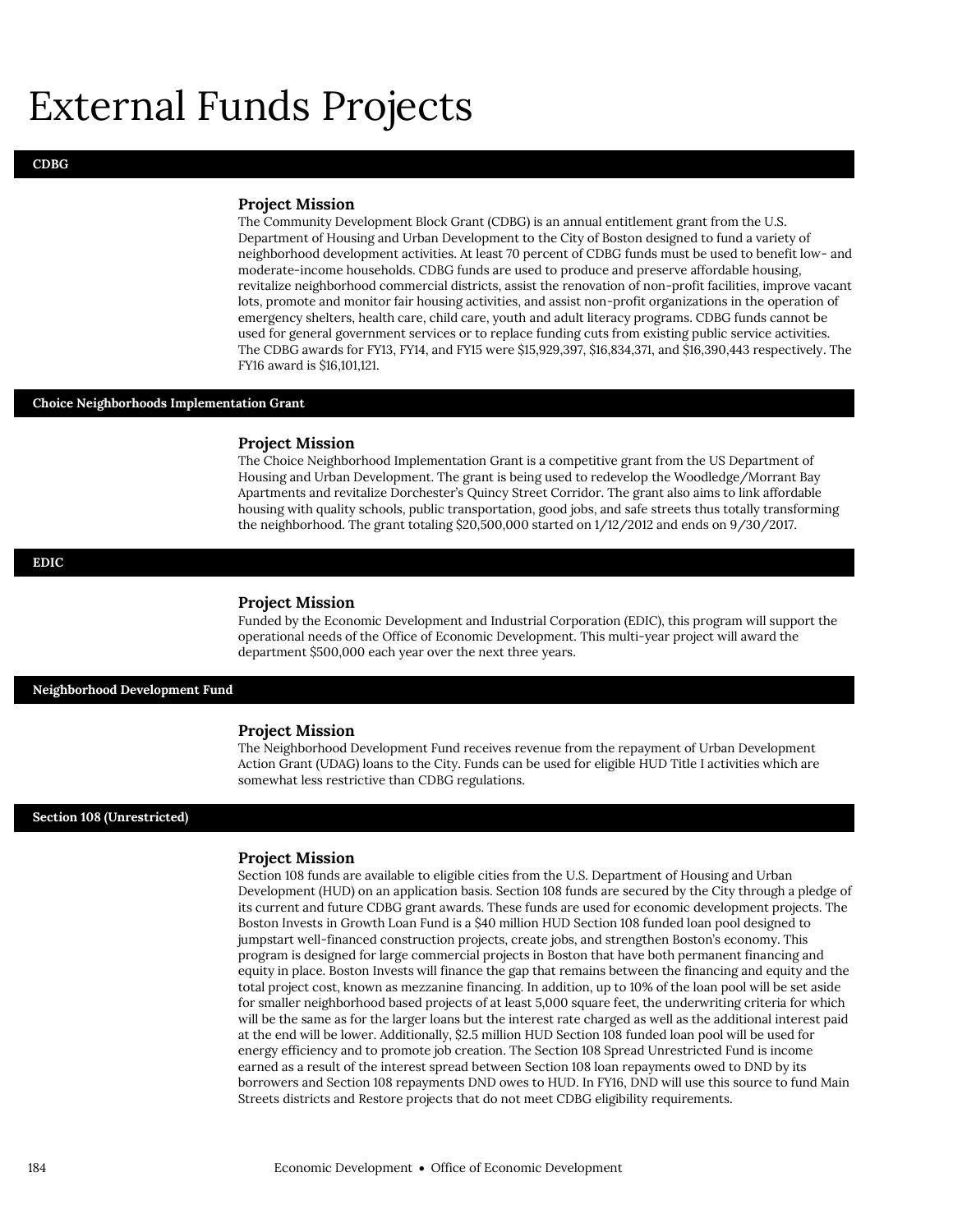# External Funds Projects

## CDBG

### Project Mission

The Community Development Block Grant (CDBG) is an annual entitlement grant from the U.S. Department of Housing and Urban Development to the City of Boston designed to fund a variety of neighborhood development activities. At least 70 percent of CDBG funds must be used to benefit low- and moderate-income households. CDBG funds are used to produce and preserve affordable housing, revitalize neighborhood commercial districts, assist the renovation of non-profit facilities, improve vacant lots, promote and monitor fair housing activities, and assist non-profit organizations in the operation of emergency shelters, health care, child care, youth and adult literacy programs. CDBG funds cannot be used for general government services or to replace funding cuts from existing public service activities. The CDBG awards for FY13, FY14, and FY15 were $15,929,397, $16,834,371, and $16,390,443 respectively. The FY16 award is $16,101,121.

## Choice Neighborhoods Implementation Grant

### Project Mission

The Choice Neighborhood Implementation Grant is a competitive grant from the US Department of Housing and Urban Development. The grant is being used to redevelop the Woodledge/Morrant Bay Apartments and revitalize Dorchester's Quincy Street Corridor. The grant also aims to link affordable housing with quality schools, public transportation, good jobs, and safe streets thus totally transforming the neighborhood. The grant totaling $20,500,000 started on 1/12/2012 and ends on 9/30/2017.

## EDIC

### Project Mission

Funded by the Economic Development and Industrial Corporation (EDIC), this program will support the operational needs of the Office of Economic Development. This multi-year project will award the department $500,000 each year over the next three years.

## Neighborhood Development Fund

### Project Mission

The Neighborhood Development Fund receives revenue from the repayment of Urban Development Action Grant (UDAG) loans to the City. Funds can be used for eligible HUD Title I activities which are somewhat less restrictive than CDBG regulations.

## Section 108 (Unrestricted)

### Project Mission

Section 108 funds are available to eligible cities from the U.S. Department of Housing and Urban Development (HUD) on an application basis. Section 108 funds are secured by the City through a pledge of its current and future CDBG grant awards. These funds are used for economic development projects. The Boston Invests in Growth Loan Fund is a $40 million HUD Section 108 funded loan pool designed to jumpstart well-financed construction projects, create jobs, and strengthen Boston's economy. This program is designed for large commercial projects in Boston that have both permanent financing and equity in place. Boston Invests will finance the gap that remains between the financing and equity and the total project cost, known as mezzanine financing. In addition, up to 10% of the loan pool will be set aside for smaller neighborhood based projects of at least 5,000 square feet, the underwriting criteria for which will be the same as for the larger loans but the interest rate charged as well as the additional interest paid at the end will be lower. Additionally, $2.5 million HUD Section 108 funded loan pool will be used for energy efficiency and to promote job creation. The Section 108 Spread Unrestricted Fund is income earned as a result of the interest spread between Section 108 loan repayments owed to DND by its borrowers and Section 108 repayments DND owes to HUD. In FY16, DND will use this source to fund Main Streets districts and Restore projects that do not meet CDBG eligibility requirements.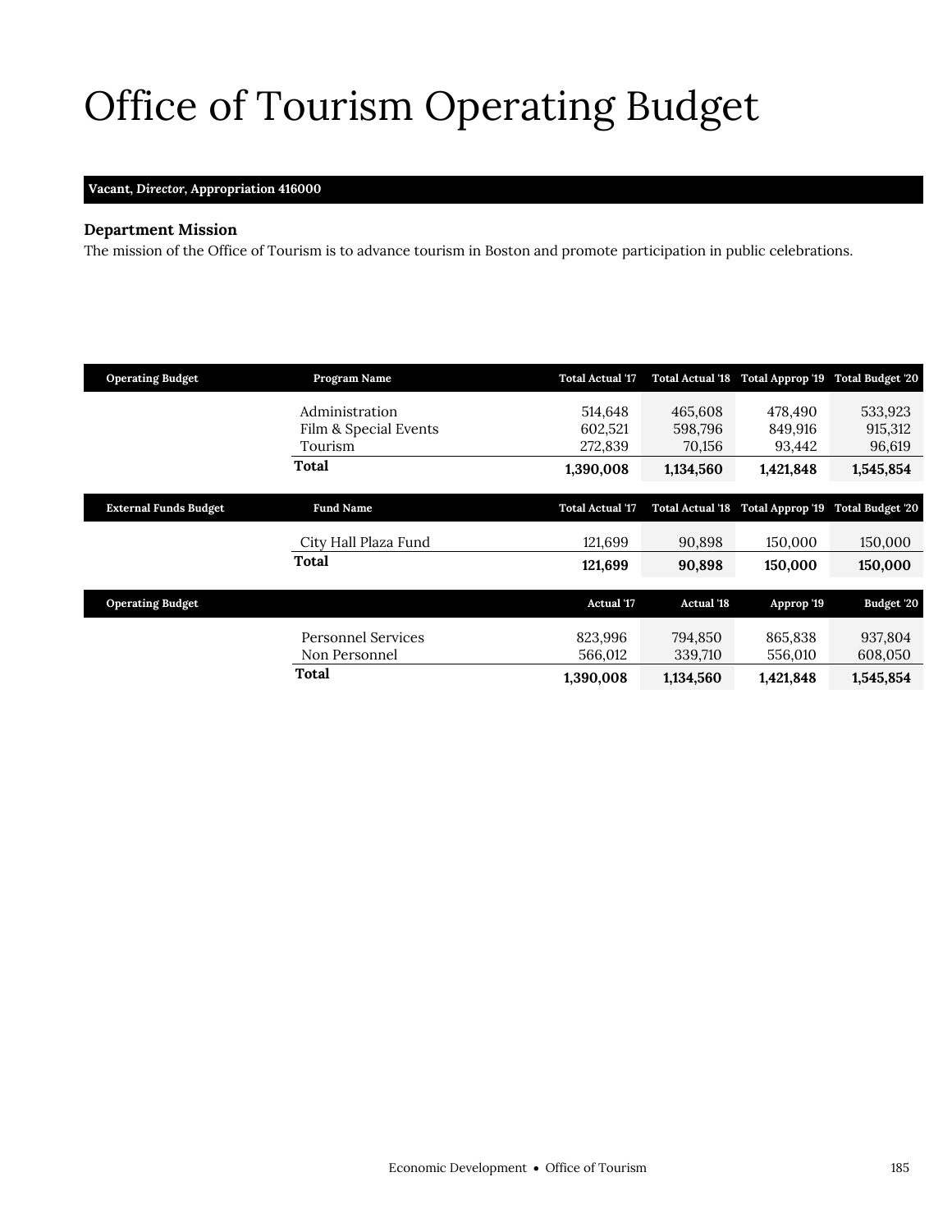# Office of Tourism Operating Budget

**Vacant, *Director*, Appropriation 416000**

### Department Mission

The mission of the Office of Tourism is to advance tourism in Boston and promote participation in public celebrations.

| Operating Budget | Program Name | Total Actual '17 | Total Actual '18 | Total Approp '19 | Total Budget '20 |
|---|---|---|---|---|---|
| | Administration | 514,648 | 465,608 | 478,490 | 533,923 |
| | Film & Special Events | 602,521 | 598,796 | 849,916 | 915,312 |
| | Tourism | 272,839 | 70,156 | 93,442 | 96,619 |
| | **Total** | **1,390,008** | **1,134,560** | **1,421,848** | **1,545,854** |

| External Funds Budget | Fund Name | Total Actual '17 | Total Actual '18 | Total Approp '19 | Total Budget '20 |
|---|---|---|---|---|---|
| | City Hall Plaza Fund | 121,699 | 90,898 | 150,000 | 150,000 |
| | **Total** | **121,699** | **90,898** | **150,000** | **150,000** |

| Operating Budget | | Actual '17 | Actual '18 | Approp '19 | Budget '20 |
|---|---|---|---|---|---|
| | Personnel Services | 823,996 | 794,850 | 865,838 | 937,804 |
| | Non Personnel | 566,012 | 339,710 | 556,010 | 608,050 |
| | **Total** | **1,390,008** | **1,134,560** | **1,421,848** | **1,545,854** |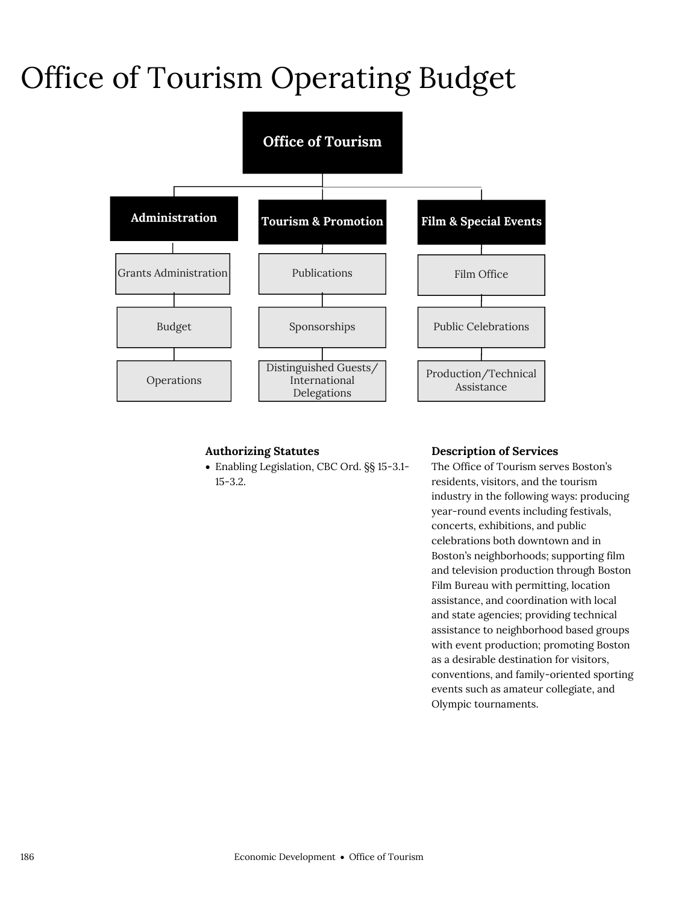# Office of Tourism Operating Budget

- Office of Tourism
  - Administration
    - Grants Administration
    - Budget
    - Operations
  - Tourism & Promotion
    - Publications
    - Sponsorships
    - Distinguished Guests/ International Delegations
  - Film & Special Events
    - Film Office
    - Public Celebrations
    - Production/Technical Assistance

### Authorizing Statutes

- Enabling Legislation, CBC Ord. §§ 15-3.1-15-3.2.

### Description of Services

The Office of Tourism serves Boston's residents, visitors, and the tourism industry in the following ways: producing year-round events including festivals, concerts, exhibitions, and public celebrations both downtown and in Boston's neighborhoods; supporting film and television production through Boston Film Bureau with permitting, location assistance, and coordination with local and state agencies; providing technical assistance to neighborhood based groups with event production; promoting Boston as a desirable destination for visitors, conventions, and family-oriented sporting events such as amateur collegiate, and Olympic tournaments.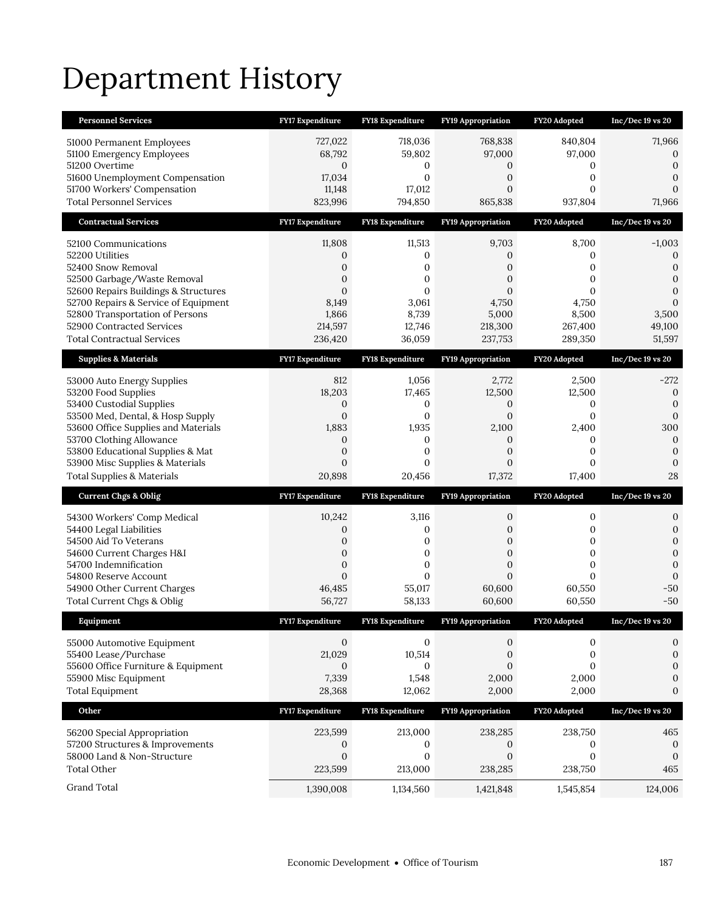# Department History

| Personnel Services | FY17 Expenditure | FY18 Expenditure | FY19 Appropriation | FY20 Adopted | Inc/Dec 19 vs 20 |
|---|---|---|---|---|---|
| 51000 Permanent Employees | 727,022 | 718,036 | 768,838 | 840,804 | 71,966 |
| 51100 Emergency Employees | 68,792 | 59,802 | 97,000 | 97,000 | 0 |
| 51200 Overtime | 0 | 0 | 0 | 0 | 0 |
| 51600 Unemployment Compensation | 17,034 | 0 | 0 | 0 | 0 |
| 51700 Workers' Compensation | 11,148 | 17,012 | 0 | 0 | 0 |
| Total Personnel Services | 823,996 | 794,850 | 865,838 | 937,804 | 71,966 |

| Contractual Services | FY17 Expenditure | FY18 Expenditure | FY19 Appropriation | FY20 Adopted | Inc/Dec 19 vs 20 |
|---|---|---|---|---|---|
| 52100 Communications | 11,808 | 11,513 | 9,703 | 8,700 | -1,003 |
| 52200 Utilities | 0 | 0 | 0 | 0 | 0 |
| 52400 Snow Removal | 0 | 0 | 0 | 0 | 0 |
| 52500 Garbage/Waste Removal | 0 | 0 | 0 | 0 | 0 |
| 52600 Repairs Buildings & Structures | 0 | 0 | 0 | 0 | 0 |
| 52700 Repairs & Service of Equipment | 8,149 | 3,061 | 4,750 | 4,750 | 0 |
| 52800 Transportation of Persons | 1,866 | 8,739 | 5,000 | 8,500 | 3,500 |
| 52900 Contracted Services | 214,597 | 12,746 | 218,300 | 267,400 | 49,100 |
| Total Contractual Services | 236,420 | 36,059 | 237,753 | 289,350 | 51,597 |

| Supplies & Materials | FY17 Expenditure | FY18 Expenditure | FY19 Appropriation | FY20 Adopted | Inc/Dec 19 vs 20 |
|---|---|---|---|---|---|
| 53000 Auto Energy Supplies | 812 | 1,056 | 2,772 | 2,500 | -272 |
| 53200 Food Supplies | 18,203 | 17,465 | 12,500 | 12,500 | 0 |
| 53400 Custodial Supplies | 0 | 0 | 0 | 0 | 0 |
| 53500 Med, Dental, & Hosp Supply | 0 | 0 | 0 | 0 | 0 |
| 53600 Office Supplies and Materials | 1,883 | 1,935 | 2,100 | 2,400 | 300 |
| 53700 Clothing Allowance | 0 | 0 | 0 | 0 | 0 |
| 53800 Educational Supplies & Mat | 0 | 0 | 0 | 0 | 0 |
| 53900 Misc Supplies & Materials | 0 | 0 | 0 | 0 | 0 |
| Total Supplies & Materials | 20,898 | 20,456 | 17,372 | 17,400 | 28 |

| Current Chgs & Oblig | FY17 Expenditure | FY18 Expenditure | FY19 Appropriation | FY20 Adopted | Inc/Dec 19 vs 20 |
|---|---|---|---|---|---|
| 54300 Workers' Comp Medical | 10,242 | 3,116 | 0 | 0 | 0 |
| 54400 Legal Liabilities | 0 | 0 | 0 | 0 | 0 |
| 54500 Aid To Veterans | 0 | 0 | 0 | 0 | 0 |
| 54600 Current Charges H&I | 0 | 0 | 0 | 0 | 0 |
| 54700 Indemnification | 0 | 0 | 0 | 0 | 0 |
| 54800 Reserve Account | 0 | 0 | 0 | 0 | 0 |
| 54900 Other Current Charges | 46,485 | 55,017 | 60,600 | 60,550 | -50 |
| Total Current Chgs & Oblig | 56,727 | 58,133 | 60,600 | 60,550 | -50 |

| Equipment | FY17 Expenditure | FY18 Expenditure | FY19 Appropriation | FY20 Adopted | Inc/Dec 19 vs 20 |
|---|---|---|---|---|---|
| 55000 Automotive Equipment | 0 | 0 | 0 | 0 | 0 |
| 55400 Lease/Purchase | 21,029 | 10,514 | 0 | 0 | 0 |
| 55600 Office Furniture & Equipment | 0 | 0 | 0 | 0 | 0 |
| 55900 Misc Equipment | 7,339 | 1,548 | 2,000 | 2,000 | 0 |
| Total Equipment | 28,368 | 12,062 | 2,000 | 2,000 | 0 |

| Other | FY17 Expenditure | FY18 Expenditure | FY19 Appropriation | FY20 Adopted | Inc/Dec 19 vs 20 |
|---|---|---|---|---|---|
| 56200 Special Appropriation | 223,599 | 213,000 | 238,285 | 238,750 | 465 |
| 57200 Structures & Improvements | 0 | 0 | 0 | 0 | 0 |
| 58000 Land & Non-Structure | 0 | 0 | 0 | 0 | 0 |
| Total Other | 223,599 | 213,000 | 238,285 | 238,750 | 465 |
| Grand Total | 1,390,008 | 1,134,560 | 1,421,848 | 1,545,854 | 124,006 |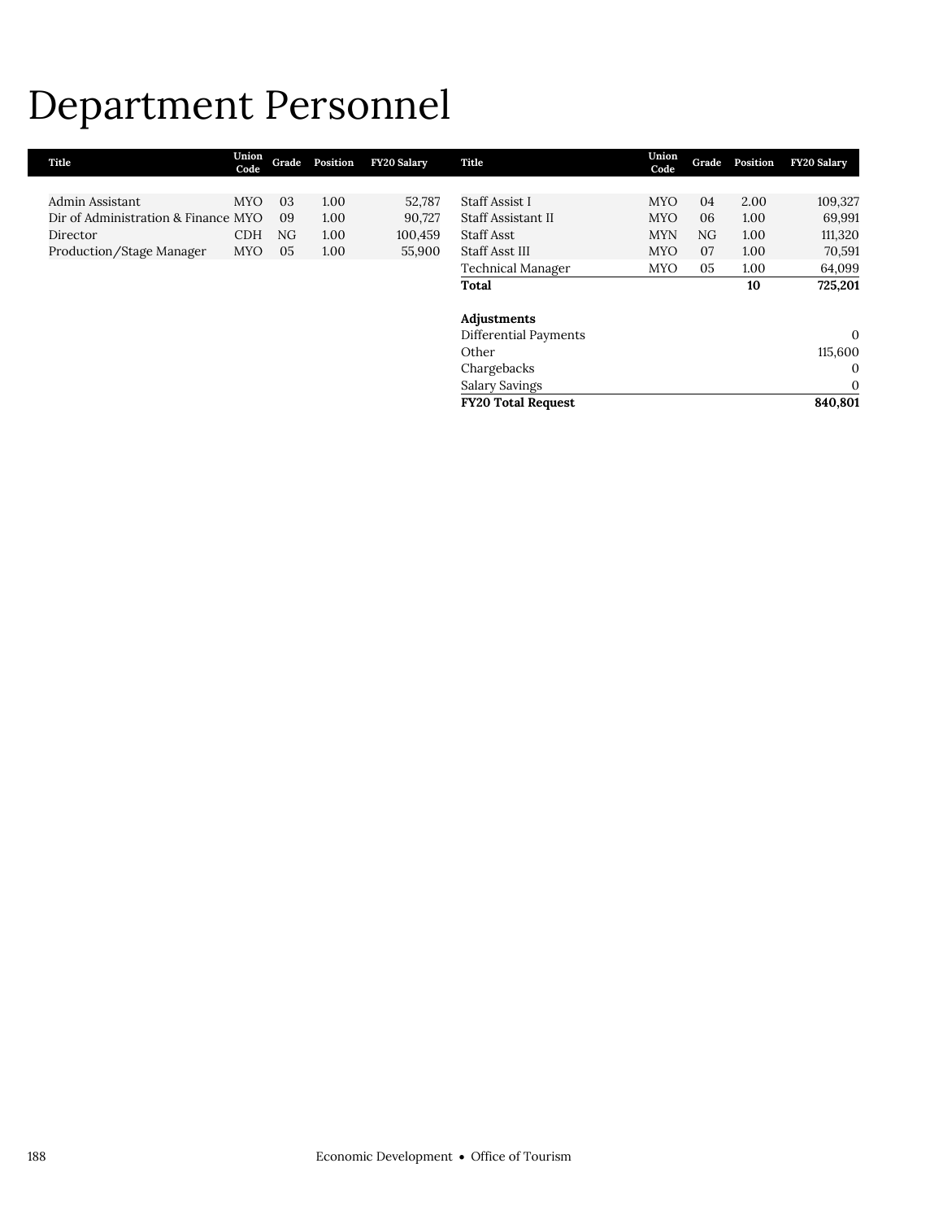# Department Personnel

| Title | Union Code | Grade | Position | FY20 Salary |
|---|---|---|---|---|
| Admin Assistant | MYO | 03 | 1.00 | 52,787 |
| Dir of Administration & Finance | MYO | 09 | 1.00 | 90,727 |
| Director | CDH | NG | 1.00 | 100,459 |
| Production/Stage Manager | MYO | 05 | 1.00 | 55,900 |
| Staff Assist I | MYO | 04 | 2.00 | 109,327 |
| Staff Assistant II | MYO | 06 | 1.00 | 69,991 |
| Staff Asst | MYN | NG | 1.00 | 111,320 |
| Staff Asst III | MYO | 07 | 1.00 | 70,591 |
| Technical Manager | MYO | 05 | 1.00 | 64,099 |
| **Total** | | | **10** | **725,201** |
| | | | | |
| **Adjustments** | | | | |
| Differential Payments | | | | 0 |
| Other | | | | 115,600 |
| Chargebacks | | | | 0 |
| Salary Savings | | | | 0 |
| **FY20 Total Request** | | | | **840,801** |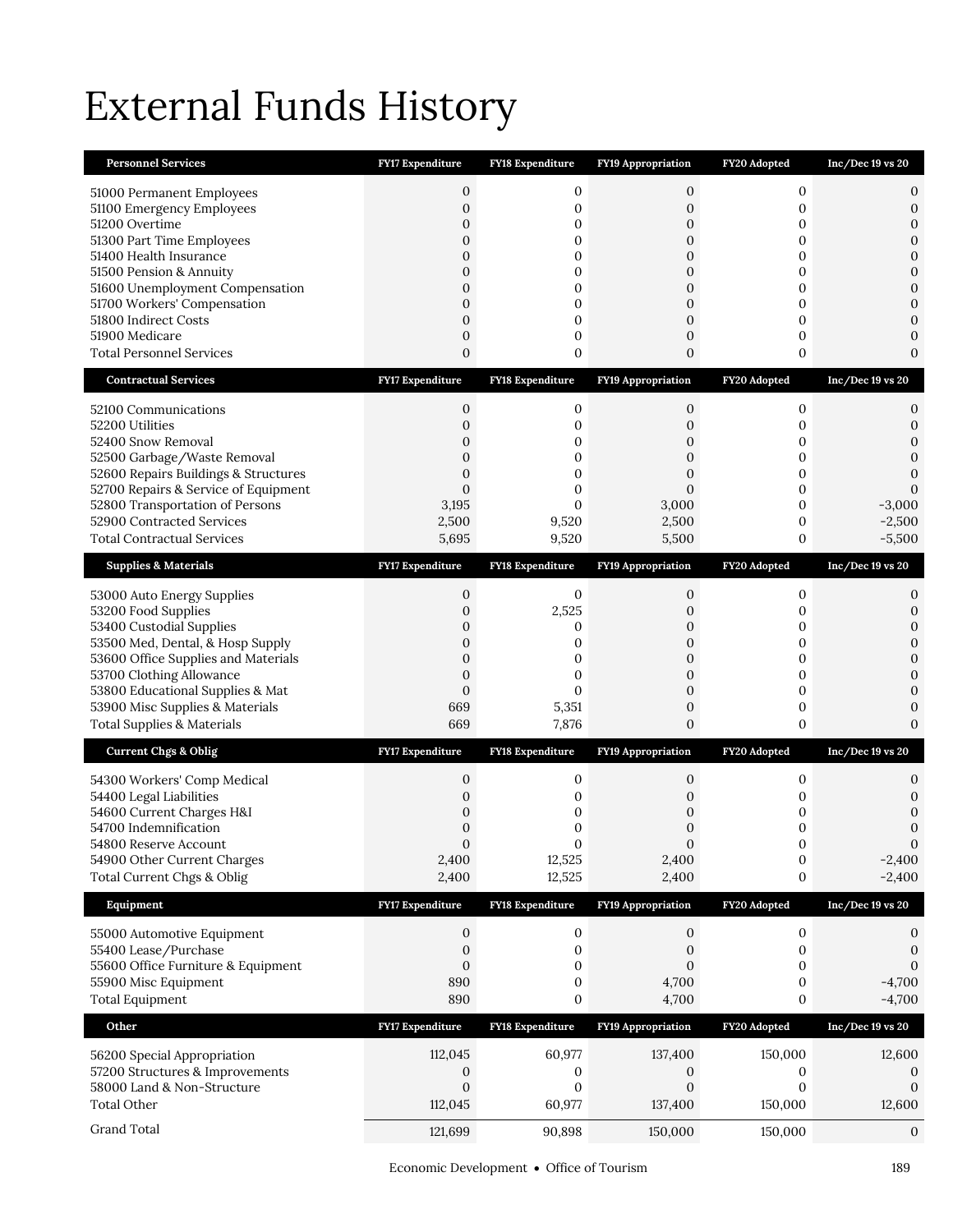# External Funds History

| Personnel Services | FY17 Expenditure | FY18 Expenditure | FY19 Appropriation | FY20 Adopted | Inc/Dec 19 vs 20 |
|---|---|---|---|---|---|
| 51000 Permanent Employees | 0 | 0 | 0 | 0 | 0 |
| 51100 Emergency Employees | 0 | 0 | 0 | 0 | 0 |
| 51200 Overtime | 0 | 0 | 0 | 0 | 0 |
| 51300 Part Time Employees | 0 | 0 | 0 | 0 | 0 |
| 51400 Health Insurance | 0 | 0 | 0 | 0 | 0 |
| 51500 Pension & Annuity | 0 | 0 | 0 | 0 | 0 |
| 51600 Unemployment Compensation | 0 | 0 | 0 | 0 | 0 |
| 51700 Workers' Compensation | 0 | 0 | 0 | 0 | 0 |
| 51800 Indirect Costs | 0 | 0 | 0 | 0 | 0 |
| 51900 Medicare | 0 | 0 | 0 | 0 | 0 |
| Total Personnel Services | 0 | 0 | 0 | 0 | 0 |

| Contractual Services | FY17 Expenditure | FY18 Expenditure | FY19 Appropriation | FY20 Adopted | Inc/Dec 19 vs 20 |
|---|---|---|---|---|---|
| 52100 Communications | 0 | 0 | 0 | 0 | 0 |
| 52200 Utilities | 0 | 0 | 0 | 0 | 0 |
| 52400 Snow Removal | 0 | 0 | 0 | 0 | 0 |
| 52500 Garbage/Waste Removal | 0 | 0 | 0 | 0 | 0 |
| 52600 Repairs Buildings & Structures | 0 | 0 | 0 | 0 | 0 |
| 52700 Repairs & Service of Equipment | 0 | 0 | 0 | 0 | 0 |
| 52800 Transportation of Persons | 3,195 | 0 | 3,000 | 0 | -3,000 |
| 52900 Contracted Services | 2,500 | 9,520 | 2,500 | 0 | -2,500 |
| Total Contractual Services | 5,695 | 9,520 | 5,500 | 0 | -5,500 |

| Supplies & Materials | FY17 Expenditure | FY18 Expenditure | FY19 Appropriation | FY20 Adopted | Inc/Dec 19 vs 20 |
|---|---|---|---|---|---|
| 53000 Auto Energy Supplies | 0 | 0 | 0 | 0 | 0 |
| 53200 Food Supplies | 0 | 2,525 | 0 | 0 | 0 |
| 53400 Custodial Supplies | 0 | 0 | 0 | 0 | 0 |
| 53500 Med, Dental, & Hosp Supply | 0 | 0 | 0 | 0 | 0 |
| 53600 Office Supplies and Materials | 0 | 0 | 0 | 0 | 0 |
| 53700 Clothing Allowance | 0 | 0 | 0 | 0 | 0 |
| 53800 Educational Supplies & Mat | 0 | 0 | 0 | 0 | 0 |
| 53900 Misc Supplies & Materials | 669 | 5,351 | 0 | 0 | 0 |
| Total Supplies & Materials | 669 | 7,876 | 0 | 0 | 0 |

| Current Chgs & Oblig | FY17 Expenditure | FY18 Expenditure | FY19 Appropriation | FY20 Adopted | Inc/Dec 19 vs 20 |
|---|---|---|---|---|---|
| 54300 Workers' Comp Medical | 0 | 0 | 0 | 0 | 0 |
| 54400 Legal Liabilities | 0 | 0 | 0 | 0 | 0 |
| 54600 Current Charges H&I | 0 | 0 | 0 | 0 | 0 |
| 54700 Indemnification | 0 | 0 | 0 | 0 | 0 |
| 54800 Reserve Account | 0 | 0 | 0 | 0 | 0 |
| 54900 Other Current Charges | 2,400 | 12,525 | 2,400 | 0 | -2,400 |
| Total Current Chgs & Oblig | 2,400 | 12,525 | 2,400 | 0 | -2,400 |

| Equipment | FY17 Expenditure | FY18 Expenditure | FY19 Appropriation | FY20 Adopted | Inc/Dec 19 vs 20 |
|---|---|---|---|---|---|
| 55000 Automotive Equipment | 0 | 0 | 0 | 0 | 0 |
| 55400 Lease/Purchase | 0 | 0 | 0 | 0 | 0 |
| 55600 Office Furniture & Equipment | 0 | 0 | 0 | 0 | 0 |
| 55900 Misc Equipment | 890 | 0 | 4,700 | 0 | -4,700 |
| Total Equipment | 890 | 0 | 4,700 | 0 | -4,700 |

| Other | FY17 Expenditure | FY18 Expenditure | FY19 Appropriation | FY20 Adopted | Inc/Dec 19 vs 20 |
|---|---|---|---|---|---|
| 56200 Special Appropriation | 112,045 | 60,977 | 137,400 | 150,000 | 12,600 |
| 57200 Structures & Improvements | 0 | 0 | 0 | 0 | 0 |
| 58000 Land & Non-Structure | 0 | 0 | 0 | 0 | 0 |
| Total Other | 112,045 | 60,977 | 137,400 | 150,000 | 12,600 |
| Grand Total | 121,699 | 90,898 | 150,000 | 150,000 | 0 |

Economic Development • Office of Tourism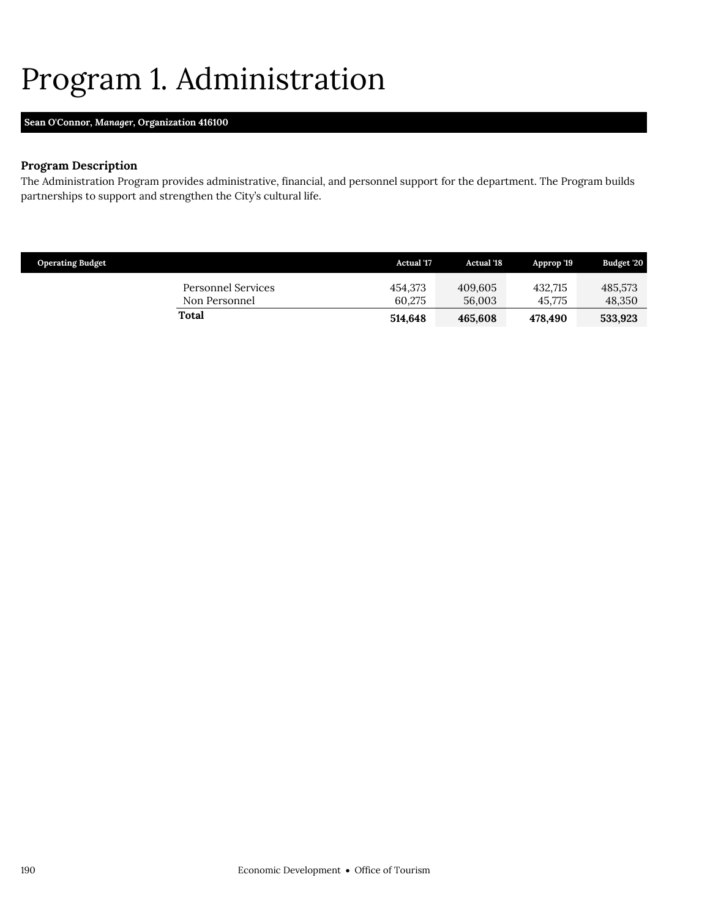# Program 1. Administration

**Sean O'Connor, *Manager*, Organization 416100**

### Program Description

The Administration Program provides administrative, financial, and personnel support for the department. The Program builds partnerships to support and strengthen the City's cultural life.

| Operating Budget | Actual '17 | Actual '18 | Approp '19 | Budget '20 |
|---|---|---|---|---|
| Personnel Services | 454,373 | 409,605 | 432,715 | 485,573 |
| Non Personnel | 60,275 | 56,003 | 45,775 | 48,350 |
| **Total** | **514,648** | **465,608** | **478,490** | **533,923** |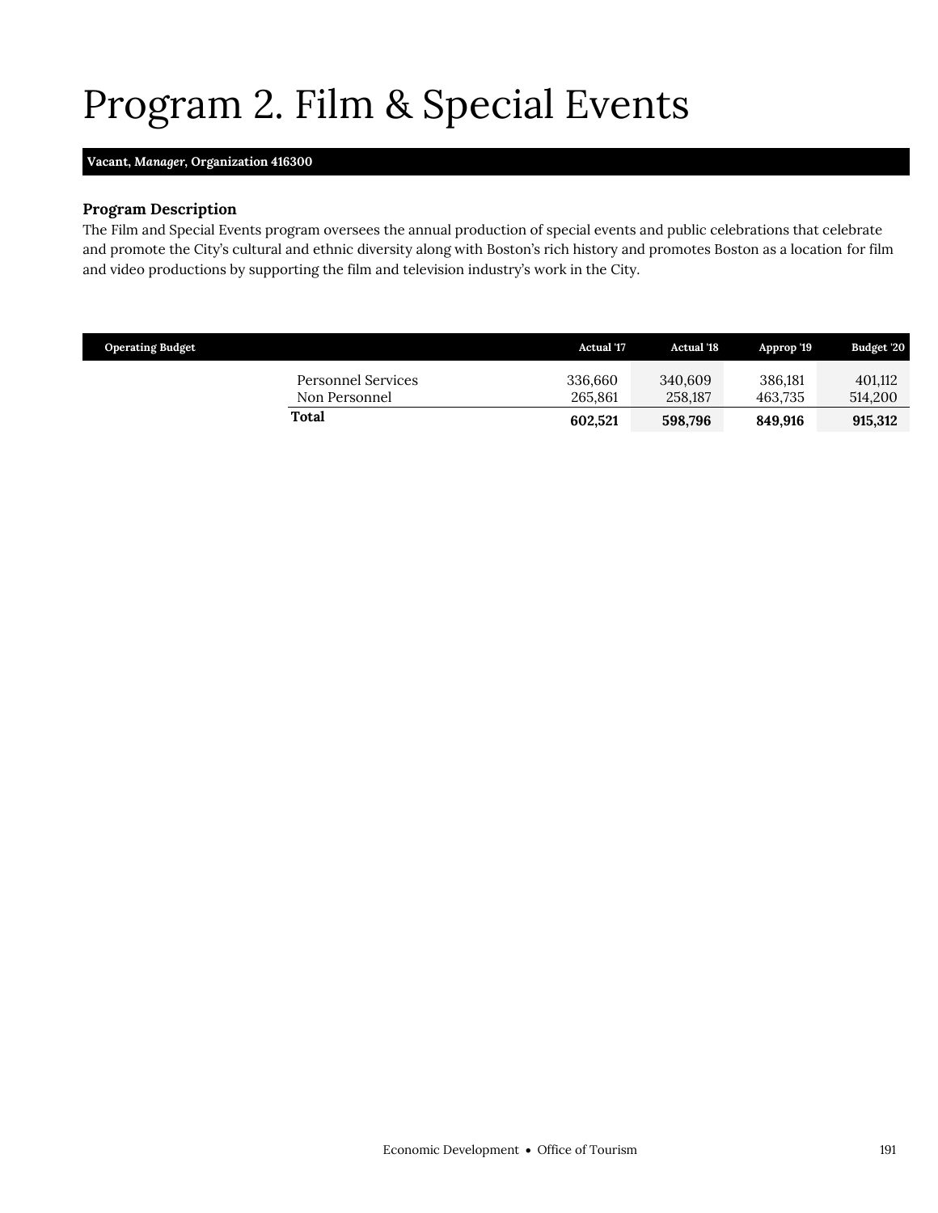# Program 2. Film & Special Events

**Vacant, *Manager*, Organization 416300**

### Program Description

The Film and Special Events program oversees the annual production of special events and public celebrations that celebrate and promote the City's cultural and ethnic diversity along with Boston's rich history and promotes Boston as a location for film and video productions by supporting the film and television industry's work in the City.

| Operating Budget | Actual '17 | Actual '18 | Approp '19 | Budget '20 |
|---|---|---|---|---|
| Personnel Services | 336,660 | 340,609 | 386,181 | 401,112 |
| Non Personnel | 265,861 | 258,187 | 463,735 | 514,200 |
| **Total** | **602,521** | **598,796** | **849,916** | **915,312** |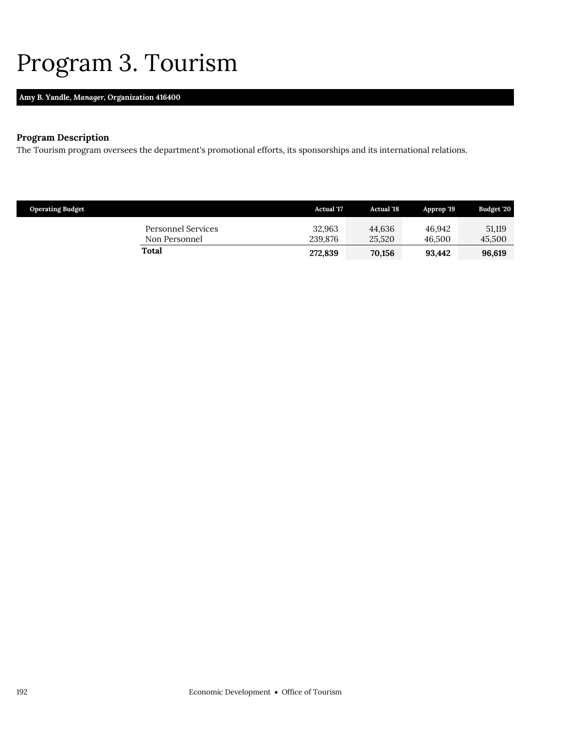# Program 3. Tourism

**Amy B. Yandle, *Manager*, Organization 416400**

### Program Description

The Tourism program oversees the department's promotional efforts, its sponsorships and its international relations.

| Operating Budget | Actual '17 | Actual '18 | Approp '19 | Budget '20 |
|---|---|---|---|---|
| Personnel Services | 32,963 | 44,636 | 46,942 | 51,119 |
| Non Personnel | 239,876 | 25,520 | 46,500 | 45,500 |
| **Total** | **272,839** | **70,156** | **93,442** | **96,619** |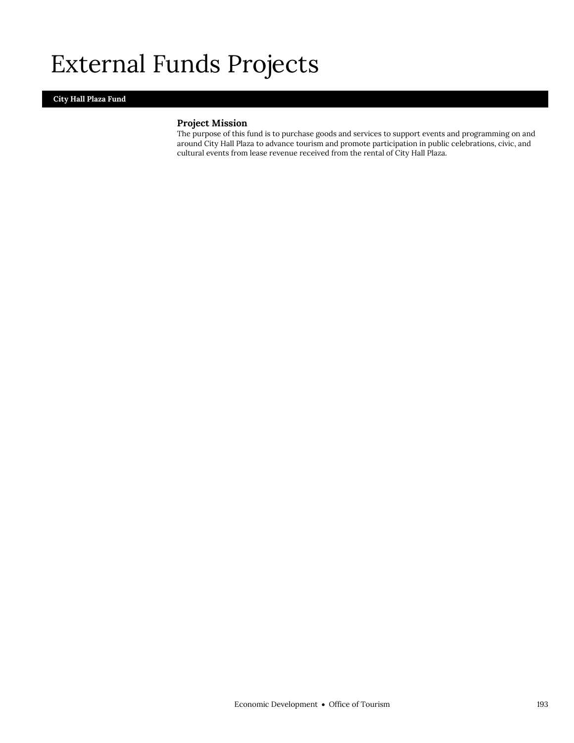# External Funds Projects

## City Hall Plaza Fund

### Project Mission

The purpose of this fund is to purchase goods and services to support events and programming on and around City Hall Plaza to advance tourism and promote participation in public celebrations, civic, and cultural events from lease revenue received from the rental of City Hall Plaza.